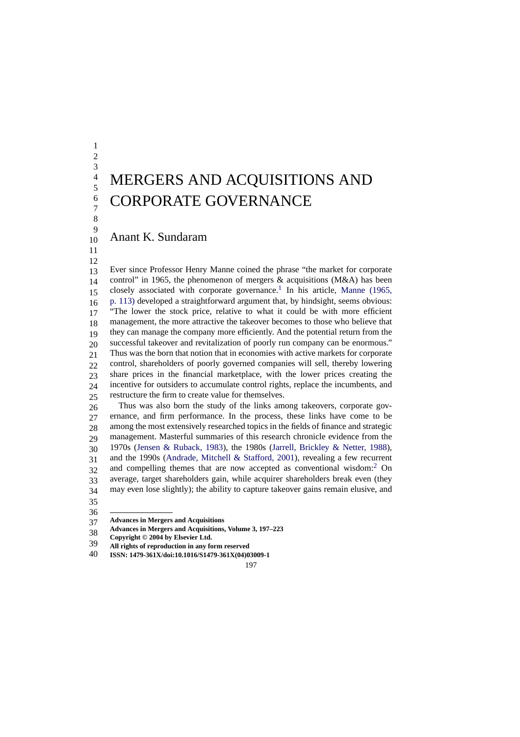# MERGERS AND ACQUISITIONS AND CORPORATE GOVERNANCE

Anant K. Sundaram

Ever since Professor Henry Manne coined the phrase "the market for corporate control" in 1965, the phenomenon of mergers & acquisitions (M&A) has been closely associated with corporate governance.[1] In his article, Manne (1965, p. 113) developed a straightforward argument that, by hindsight, seems obvious: "The lower the stock price, relative to what it could be with more efficient management, the more attractive the takeover becomes to those who believe that they can manage the company more efficiently. And the potential return from the successful takeover and revitalization of poorly run company can be enormous." Thus was the born that notion that in economies with active markets for corporate control, shareholders of poorly governed companies will sell, thereby lowering share prices in the financial marketplace, with the lower prices creating the incentive for outsiders to accumulate control rights, replace the incumbents, and restructure the firm to create value for themselves.

Thus was also born the study of the links among takeovers, corporate governance, and firm performance. In the process, these links have come to be among the most extensively researched topics in the fields of finance and strategic management. Masterful summaries of this research chronicle evidence from the 1970s (Jensen & Ruback, 1983), the 1980s (Jarrell, Brickley & Netter, 1988), and the 1990s (Andrade, Mitchell & Stafford, 2001), revealing a few recurrent and compelling themes that are now accepted as conventional wisdom:[2] On average, target shareholders gain, while acquirer shareholders break even (they may even lose slightly); the ability to capture takeover gains remain elusive, and

**Advances in Mergers and Acquisitions**
**Advances in Mergers and Acquisitions, Volume 3, 197–223**
**Copyright © 2004 by Elsevier Ltd.**
**All rights of reproduction in any form reserved**
**ISSN: 1479-361X/doi:10.1016/S1479-361X(04)03009-1**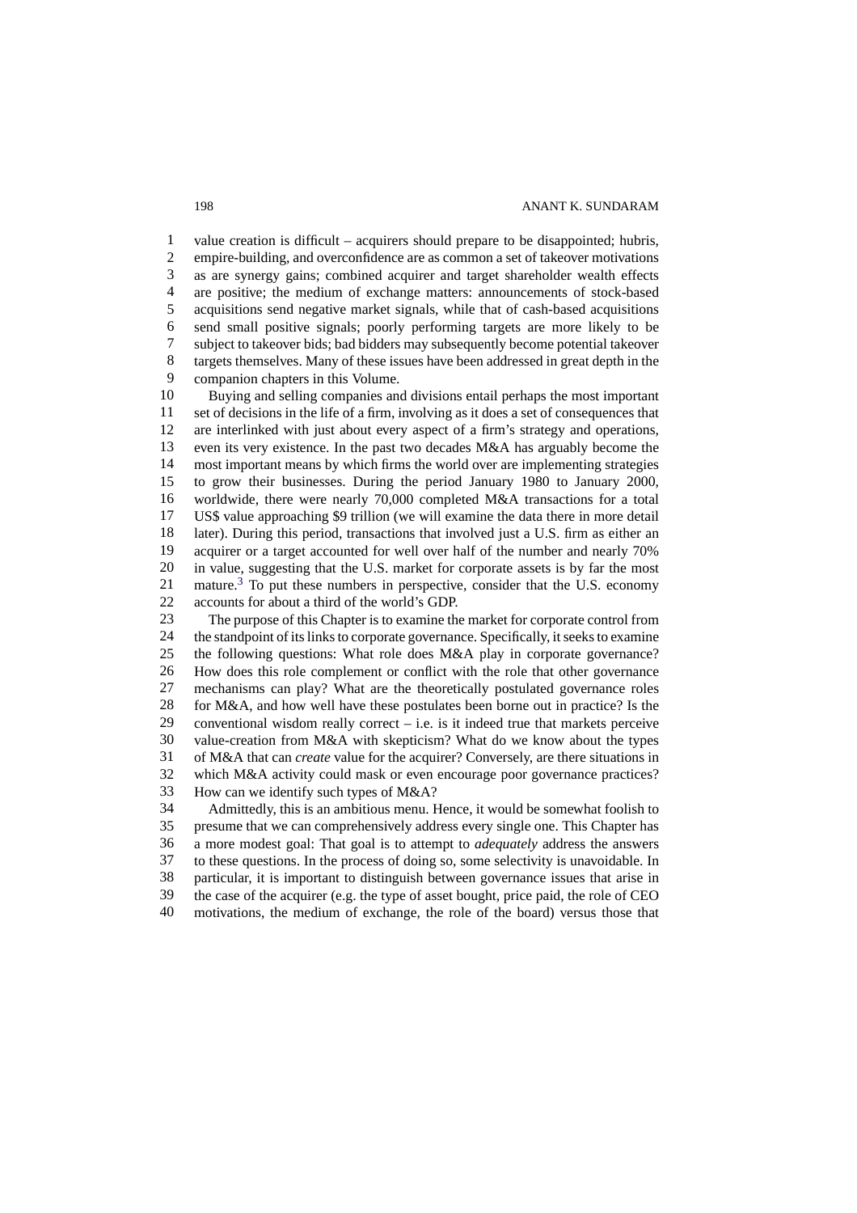value creation is difficult – acquirers should prepare to be disappointed; hubris, empire-building, and overconfidence are as common a set of takeover motivations as are synergy gains; combined acquirer and target shareholder wealth effects are positive; the medium of exchange matters: announcements of stock-based acquisitions send negative market signals, while that of cash-based acquisitions send small positive signals; poorly performing targets are more likely to be subject to takeover bids; bad bidders may subsequently become potential takeover targets themselves. Many of these issues have been addressed in great depth in the companion chapters in this Volume.

Buying and selling companies and divisions entail perhaps the most important set of decisions in the life of a firm, involving as it does a set of consequences that are interlinked with just about every aspect of a firm's strategy and operations, even its very existence. In the past two decades M&A has arguably become the most important means by which firms the world over are implementing strategies to grow their businesses. During the period January 1980 to January 2000, worldwide, there were nearly 70,000 completed M&A transactions for a total US$ value approaching $9 trillion (we will examine the data there in more detail later). During this period, transactions that involved just a U.S. firm as either an acquirer or a target accounted for well over half of the number and nearly 70% in value, suggesting that the U.S. market for corporate assets is by far the most mature.[3] To put these numbers in perspective, consider that the U.S. economy accounts for about a third of the world's GDP.

The purpose of this Chapter is to examine the market for corporate control from the standpoint of its links to corporate governance. Specifically, it seeks to examine the following questions: What role does M&A play in corporate governance? How does this role complement or conflict with the role that other governance mechanisms can play? What are the theoretically postulated governance roles for M&A, and how well have these postulates been borne out in practice? Is the conventional wisdom really correct – i.e. is it indeed true that markets perceive value-creation from M&A with skepticism? What do we know about the types of M&A that can *create* value for the acquirer? Conversely, are there situations in which M&A activity could mask or even encourage poor governance practices? How can we identify such types of M&A?

Admittedly, this is an ambitious menu. Hence, it would be somewhat foolish to presume that we can comprehensively address every single one. This Chapter has a more modest goal: That goal is to attempt to *adequately* address the answers to these questions. In the process of doing so, some selectivity is unavoidable. In particular, it is important to distinguish between governance issues that arise in the case of the acquirer (e.g. the type of asset bought, price paid, the role of CEO motivations, the medium of exchange, the role of the board) versus those that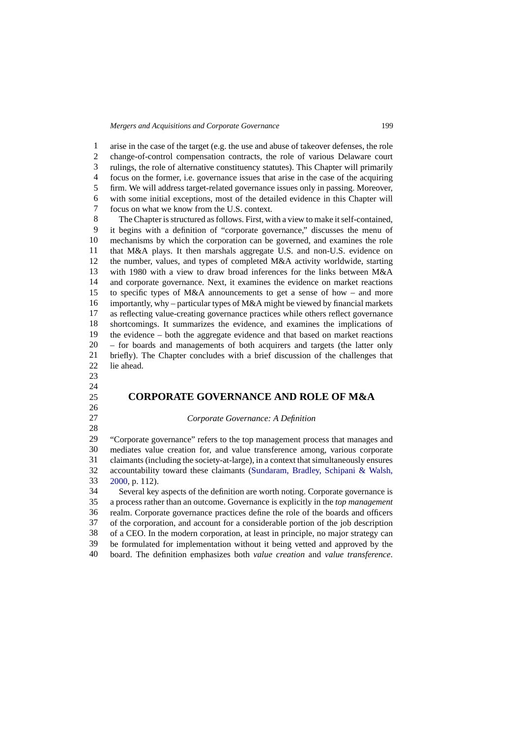arise in the case of the target (e.g. the use and abuse of takeover defenses, the role change-of-control compensation contracts, the role of various Delaware court rulings, the role of alternative constituency statutes). This Chapter will primarily focus on the former, i.e. governance issues that arise in the case of the acquiring firm. We will address target-related governance issues only in passing. Moreover, with some initial exceptions, most of the detailed evidence in this Chapter will focus on what we know from the U.S. context.

The Chapter is structured as follows. First, with a view to make it self-contained, it begins with a definition of "corporate governance," discusses the menu of mechanisms by which the corporation can be governed, and examines the role that M&A plays. It then marshals aggregate U.S. and non-U.S. evidence on the number, values, and types of completed M&A activity worldwide, starting with 1980 with a view to draw broad inferences for the links between M&A and corporate governance. Next, it examines the evidence on market reactions to specific types of M&A announcements to get a sense of how – and more importantly, why – particular types of M&A might be viewed by financial markets as reflecting value-creating governance practices while others reflect governance shortcomings. It summarizes the evidence, and examines the implications of the evidence – both the aggregate evidence and that based on market reactions – for boards and managements of both acquirers and targets (the latter only briefly). The Chapter concludes with a brief discussion of the challenges that lie ahead.

## CORPORATE GOVERNANCE AND ROLE OF M&A

### *Corporate Governance: A Definition*

"Corporate governance" refers to the top management process that manages and mediates value creation for, and value transference among, various corporate claimants (including the society-at-large), in a context that simultaneously ensures accountability toward these claimants (Sundaram, Bradley, Schipani & Walsh, 2000, p. 112).

Several key aspects of the definition are worth noting. Corporate governance is a process rather than an outcome. Governance is explicitly in the *top management* realm. Corporate governance practices define the role of the boards and officers of the corporation, and account for a considerable portion of the job description of a CEO. In the modern corporation, at least in principle, no major strategy can be formulated for implementation without it being vetted and approved by the board. The definition emphasizes both *value creation* and *value transference*.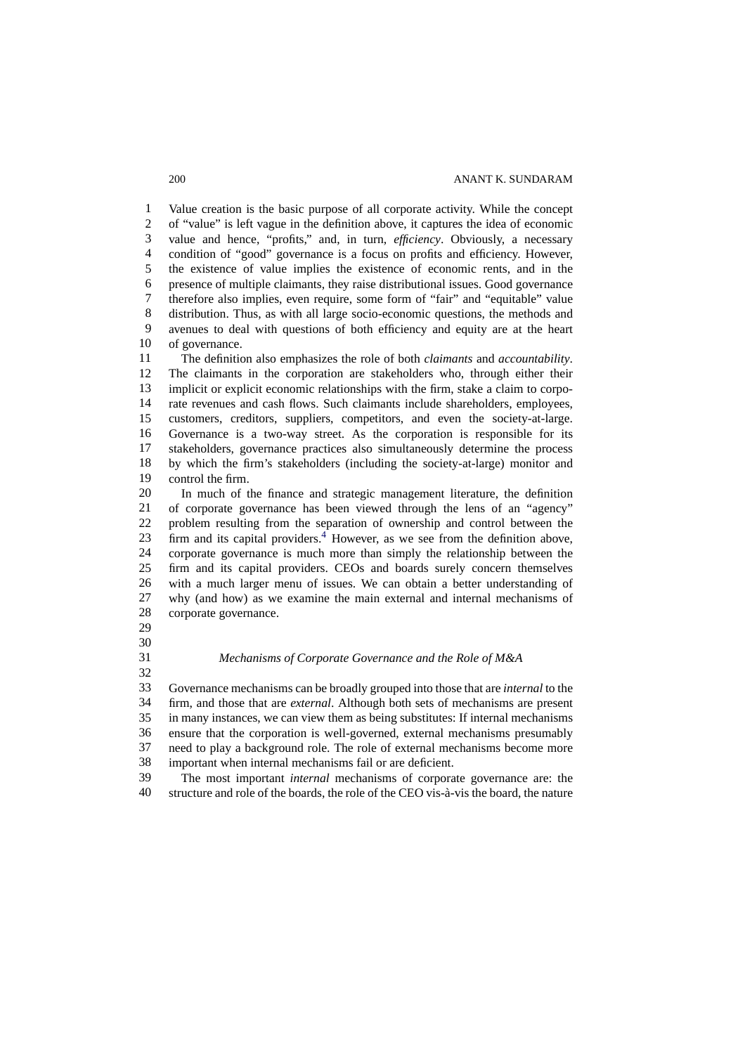Value creation is the basic purpose of all corporate activity. While the concept of "value" is left vague in the definition above, it captures the idea of economic value and hence, "profits," and, in turn, *efficiency*. Obviously, a necessary condition of "good" governance is a focus on profits and efficiency. However, the existence of value implies the existence of economic rents, and in the presence of multiple claimants, they raise distributional issues. Good governance therefore also implies, even require, some form of "fair" and "equitable" value distribution. Thus, as with all large socio-economic questions, the methods and avenues to deal with questions of both efficiency and equity are at the heart of governance.

The definition also emphasizes the role of both *claimants* and *accountability*. The claimants in the corporation are stakeholders who, through either their implicit or explicit economic relationships with the firm, stake a claim to corporate revenues and cash flows. Such claimants include shareholders, employees, customers, creditors, suppliers, competitors, and even the society-at-large. Governance is a two-way street. As the corporation is responsible for its stakeholders, governance practices also simultaneously determine the process by which the firm's stakeholders (including the society-at-large) monitor and control the firm.

In much of the finance and strategic management literature, the definition of corporate governance has been viewed through the lens of an "agency" problem resulting from the separation of ownership and control between the firm and its capital providers.[4] However, as we see from the definition above, corporate governance is much more than simply the relationship between the firm and its capital providers. CEOs and boards surely concern themselves with a much larger menu of issues. We can obtain a better understanding of why (and how) as we examine the main external and internal mechanisms of corporate governance.

### *Mechanisms of Corporate Governance and the Role of M&A*

Governance mechanisms can be broadly grouped into those that are *internal* to the firm, and those that are *external*. Although both sets of mechanisms are present in many instances, we can view them as being substitutes: If internal mechanisms ensure that the corporation is well-governed, external mechanisms presumably need to play a background role. The role of external mechanisms become more important when internal mechanisms fail or are deficient.

The most important *internal* mechanisms of corporate governance are: the structure and role of the boards, the role of the CEO vis-à-vis the board, the nature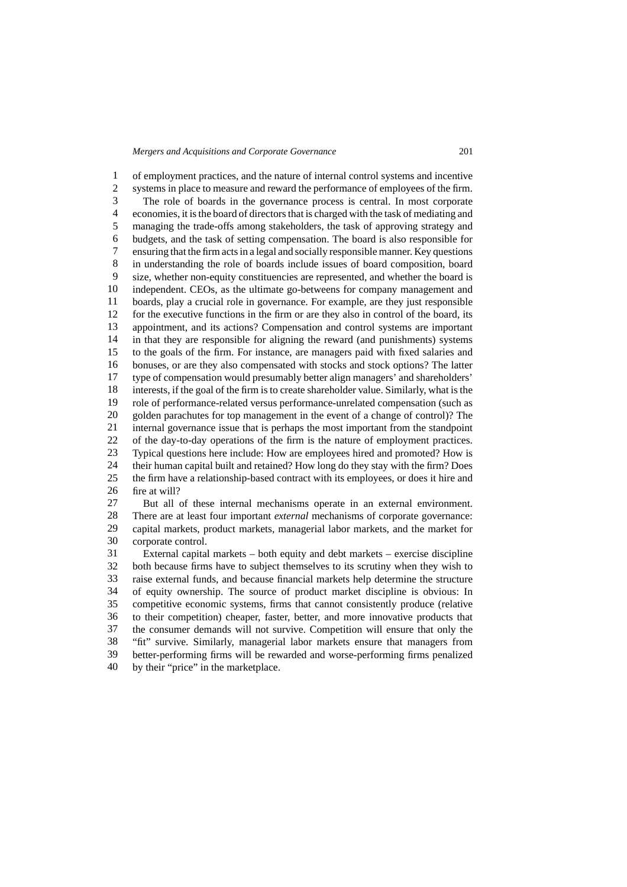of employment practices, and the nature of internal control systems and incentive systems in place to measure and reward the performance of employees of the firm.

The role of boards in the governance process is central. In most corporate economies, it is the board of directors that is charged with the task of mediating and managing the trade-offs among stakeholders, the task of approving strategy and budgets, and the task of setting compensation. The board is also responsible for ensuring that the firm acts in a legal and socially responsible manner. Key questions in understanding the role of boards include issues of board composition, board size, whether non-equity constituencies are represented, and whether the board is independent. CEOs, as the ultimate go-betweens for company management and boards, play a crucial role in governance. For example, are they just responsible for the executive functions in the firm or are they also in control of the board, its appointment, and its actions? Compensation and control systems are important in that they are responsible for aligning the reward (and punishments) systems to the goals of the firm. For instance, are managers paid with fixed salaries and bonuses, or are they also compensated with stocks and stock options? The latter type of compensation would presumably better align managers' and shareholders' interests, if the goal of the firm is to create shareholder value. Similarly, what is the role of performance-related versus performance-unrelated compensation (such as golden parachutes for top management in the event of a change of control)? The internal governance issue that is perhaps the most important from the standpoint of the day-to-day operations of the firm is the nature of employment practices. Typical questions here include: How are employees hired and promoted? How is their human capital built and retained? How long do they stay with the firm? Does the firm have a relationship-based contract with its employees, or does it hire and fire at will?

But all of these internal mechanisms operate in an external environment. There are at least four important *external* mechanisms of corporate governance: capital markets, product markets, managerial labor markets, and the market for corporate control.

External capital markets – both equity and debt markets – exercise discipline both because firms have to subject themselves to its scrutiny when they wish to raise external funds, and because financial markets help determine the structure of equity ownership. The source of product market discipline is obvious: In competitive economic systems, firms that cannot consistently produce (relative to their competition) cheaper, faster, better, and more innovative products that the consumer demands will not survive. Competition will ensure that only the "fit" survive. Similarly, managerial labor markets ensure that managers from better-performing firms will be rewarded and worse-performing firms penalized by their "price" in the marketplace.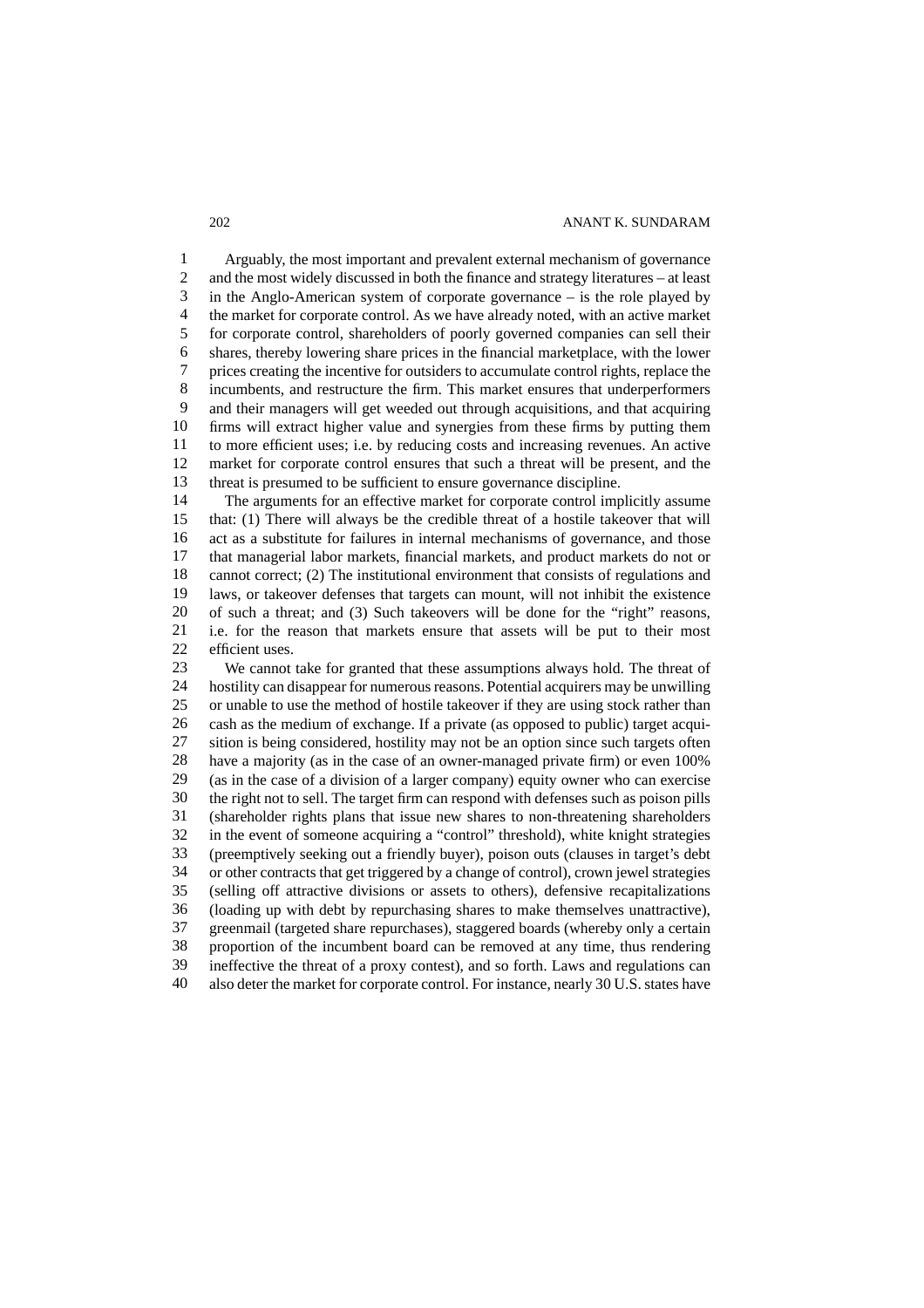Arguably, the most important and prevalent external mechanism of governance and the most widely discussed in both the finance and strategy literatures – at least in the Anglo-American system of corporate governance – is the role played by the market for corporate control. As we have already noted, with an active market for corporate control, shareholders of poorly governed companies can sell their shares, thereby lowering share prices in the financial marketplace, with the lower prices creating the incentive for outsiders to accumulate control rights, replace the incumbents, and restructure the firm. This market ensures that underperformers and their managers will get weeded out through acquisitions, and that acquiring firms will extract higher value and synergies from these firms by putting them to more efficient uses; i.e. by reducing costs and increasing revenues. An active market for corporate control ensures that such a threat will be present, and the threat is presumed to be sufficient to ensure governance discipline.

The arguments for an effective market for corporate control implicitly assume that: (1) There will always be the credible threat of a hostile takeover that will act as a substitute for failures in internal mechanisms of governance, and those that managerial labor markets, financial markets, and product markets do not or cannot correct; (2) The institutional environment that consists of regulations and laws, or takeover defenses that targets can mount, will not inhibit the existence of such a threat; and (3) Such takeovers will be done for the "right" reasons, i.e. for the reason that markets ensure that assets will be put to their most efficient uses.

We cannot take for granted that these assumptions always hold. The threat of hostility can disappear for numerous reasons. Potential acquirers may be unwilling or unable to use the method of hostile takeover if they are using stock rather than cash as the medium of exchange. If a private (as opposed to public) target acquisition is being considered, hostility may not be an option since such targets often have a majority (as in the case of an owner-managed private firm) or even 100% (as in the case of a division of a larger company) equity owner who can exercise the right not to sell. The target firm can respond with defenses such as poison pills (shareholder rights plans that issue new shares to non-threatening shareholders in the event of someone acquiring a "control" threshold), white knight strategies (preemptively seeking out a friendly buyer), poison outs (clauses in target's debt or other contracts that get triggered by a change of control), crown jewel strategies (selling off attractive divisions or assets to others), defensive recapitalizations (loading up with debt by repurchasing shares to make themselves unattractive), greenmail (targeted share repurchases), staggered boards (whereby only a certain proportion of the incumbent board can be removed at any time, thus rendering ineffective the threat of a proxy contest), and so forth. Laws and regulations can also deter the market for corporate control. For instance, nearly 30 U.S. states have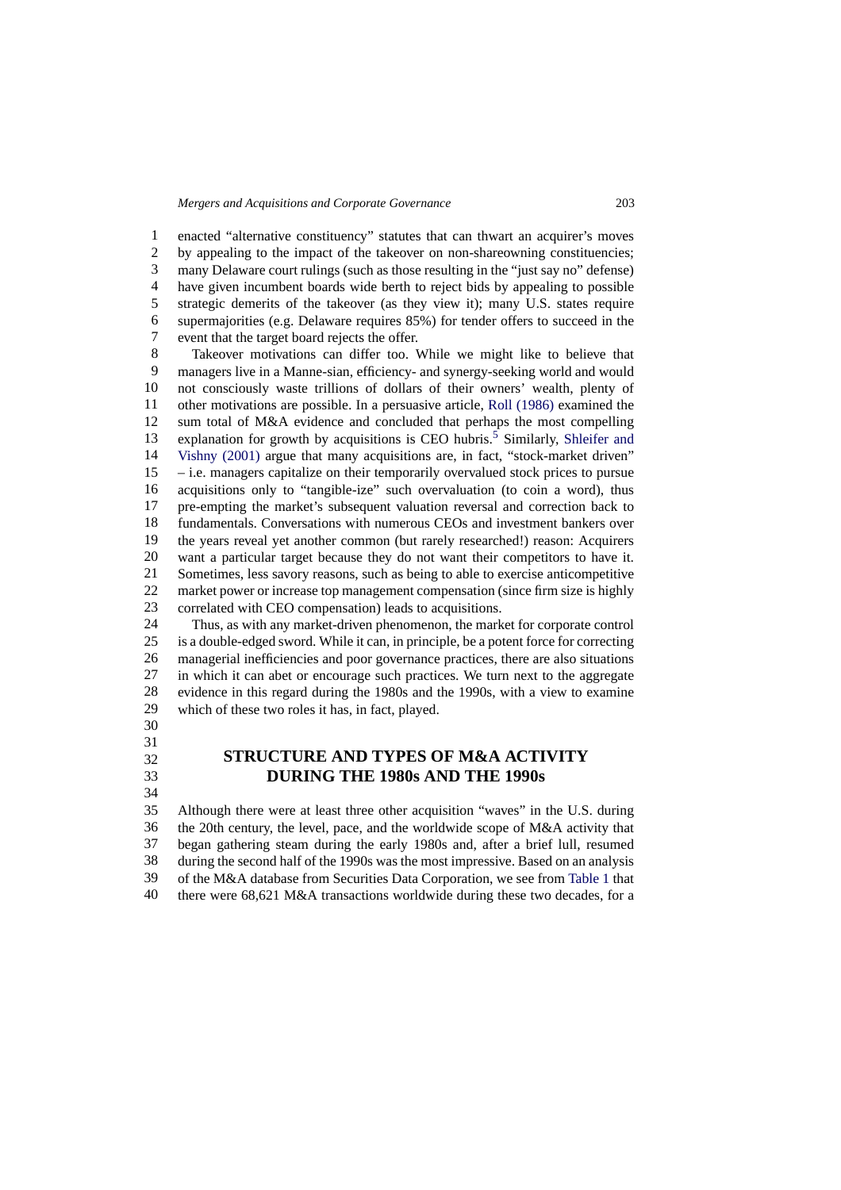enacted "alternative constituency" statutes that can thwart an acquirer's moves by appealing to the impact of the takeover on non-shareowning constituencies; many Delaware court rulings (such as those resulting in the "just say no" defense) have given incumbent boards wide berth to reject bids by appealing to possible strategic demerits of the takeover (as they view it); many U.S. states require supermajorities (e.g. Delaware requires 85%) for tender offers to succeed in the event that the target board rejects the offer.

Takeover motivations can differ too. While we might like to believe that managers live in a Manne-sian, efficiency- and synergy-seeking world and would not consciously waste trillions of dollars of their owners' wealth, plenty of other motivations are possible. In a persuasive article, Roll (1986) examined the sum total of M&A evidence and concluded that perhaps the most compelling explanation for growth by acquisitions is CEO hubris.[5] Similarly, Shleifer and Vishny (2001) argue that many acquisitions are, in fact, "stock-market driven" – i.e. managers capitalize on their temporarily overvalued stock prices to pursue acquisitions only to "tangible-ize" such overvaluation (to coin a word), thus pre-empting the market's subsequent valuation reversal and correction back to fundamentals. Conversations with numerous CEOs and investment bankers over the years reveal yet another common (but rarely researched!) reason: Acquirers want a particular target because they do not want their competitors to have it. Sometimes, less savory reasons, such as being to able to exercise anticompetitive market power or increase top management compensation (since firm size is highly correlated with CEO compensation) leads to acquisitions.

Thus, as with any market-driven phenomenon, the market for corporate control is a double-edged sword. While it can, in principle, be a potent force for correcting managerial inefficiencies and poor governance practices, there are also situations in which it can abet or encourage such practices. We turn next to the aggregate evidence in this regard during the 1980s and the 1990s, with a view to examine which of these two roles it has, in fact, played.

## STRUCTURE AND TYPES OF M&A ACTIVITY DURING THE 1980s AND THE 1990s

Although there were at least three other acquisition "waves" in the U.S. during the 20th century, the level, pace, and the worldwide scope of M&A activity that began gathering steam during the early 1980s and, after a brief lull, resumed during the second half of the 1990s was the most impressive. Based on an analysis of the M&A database from Securities Data Corporation, we see from Table 1 that there were 68,621 M&A transactions worldwide during these two decades, for a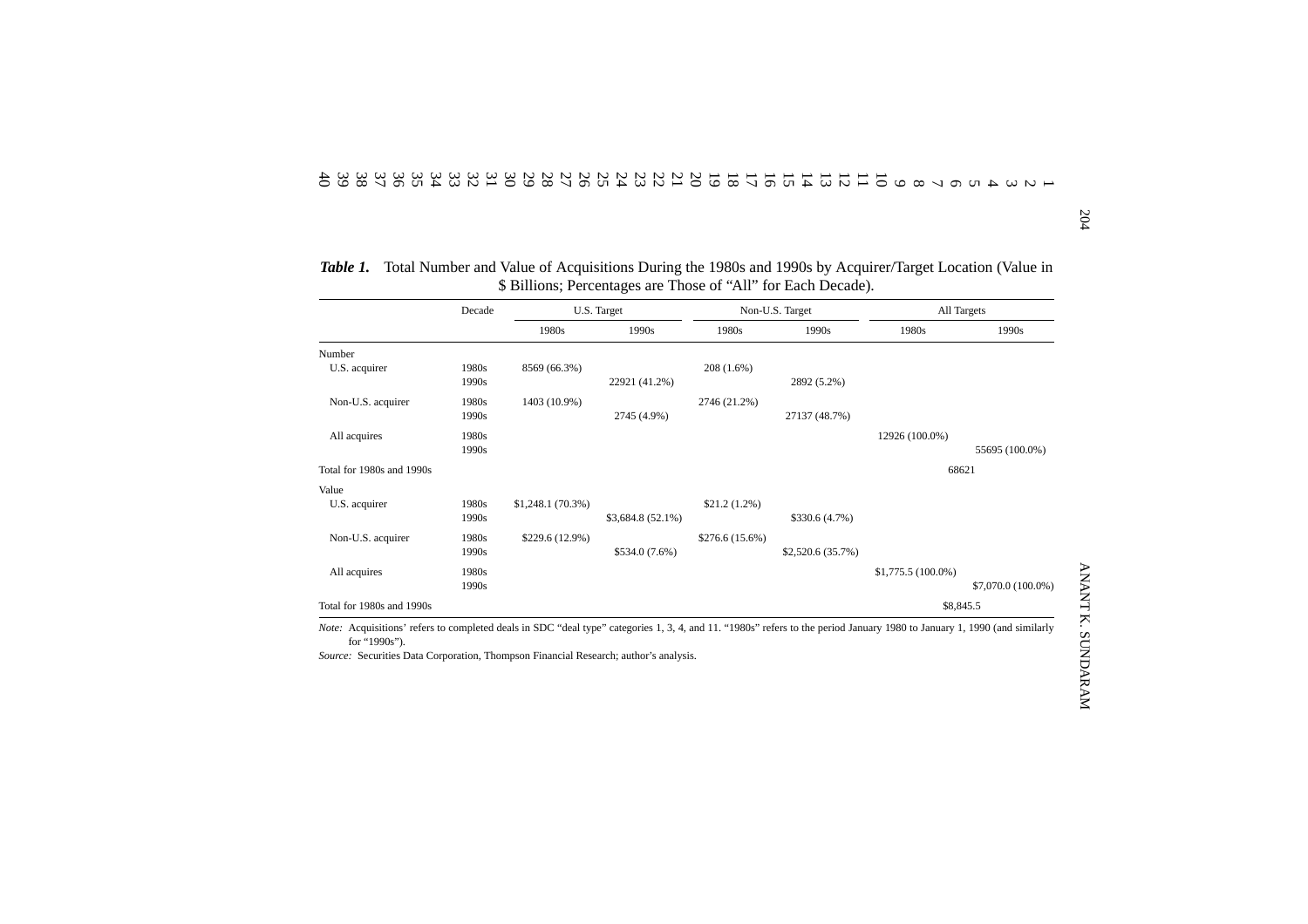*Table 1.* Total Number and Value of Acquisitions During the 1980s and 1990s by Acquirer/Target Location (Value in $ Billions; Percentages are Those of "All" for Each Decade).

| | Decade | U.S. Target | | Non-U.S. Target | | All Targets | |
|---|---|---|---|---|---|---|---|
| | | 1980s | 1990s | 1980s | 1990s | 1980s | 1990s |
| Number | | | | | | | |
| U.S. acquirer | 1980s | 8569 (66.3%) | | 208 (1.6%) | | | |
| | 1990s | | 22921 (41.2%) | | 2892 (5.2%) | | |
| Non-U.S. acquirer | 1980s | 1403 (10.9%) | | 2746 (21.2%) | | | |
| | 1990s | | 2745 (4.9%) | | 27137 (48.7%) | | |
| All acquires | 1980s | | | | | 12926 (100.0%) | |
| | 1990s | | | | | | 55695 (100.0%) |
| Total for 1980s and 1990s | | | | | | 68621 | |
| Value | | | | | | | |
| U.S. acquirer | 1980s | $1,248.1 (70.3%) | | $21.2 (1.2%) | | | |
| | 1990s | | $3,684.8 (52.1%) | | $330.6 (4.7%) | | |
| Non-U.S. acquirer | 1980s | $229.6 (12.9%) | | $276.6 (15.6%) | | | |
| | 1990s | | $534.0 (7.6%) | | $2,520.6 (35.7%) | | |
| All acquires | 1980s | | | | | $1,775.5 (100.0%) | |
| | 1990s | | | | | | $7,070.0 (100.0%) |
| Total for 1980s and 1990s | | | | | | $8,845.5 | |

*Note:* Acquisitions' refers to completed deals in SDC "deal type" categories 1, 3, 4, and 11. "1980s" refers to the period January 1980 to January 1, 1990 (and similarly for "1990s").

*Source:* Securities Data Corporation, Thompson Financial Research; author's analysis.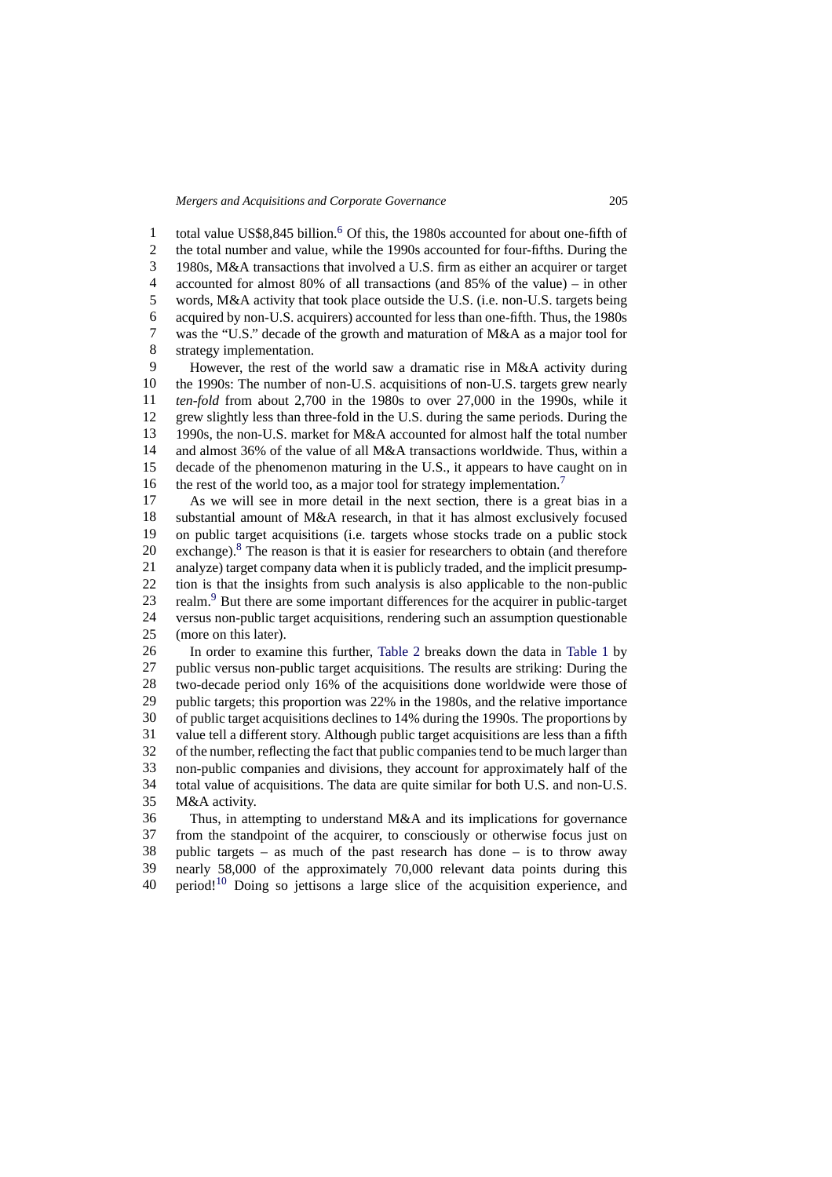total value US$8,845 billion.[6] Of this, the 1980s accounted for about one-fifth of the total number and value, while the 1990s accounted for four-fifths. During the 1980s, M&A transactions that involved a U.S. firm as either an acquirer or target accounted for almost 80% of all transactions (and 85% of the value) – in other words, M&A activity that took place outside the U.S. (i.e. non-U.S. targets being acquired by non-U.S. acquirers) accounted for less than one-fifth. Thus, the 1980s was the "U.S." decade of the growth and maturation of M&A as a major tool for strategy implementation.

However, the rest of the world saw a dramatic rise in M&A activity during the 1990s: The number of non-U.S. acquisitions of non-U.S. targets grew nearly *ten-fold* from about 2,700 in the 1980s to over 27,000 in the 1990s, while it grew slightly less than three-fold in the U.S. during the same periods. During the 1990s, the non-U.S. market for M&A accounted for almost half the total number and almost 36% of the value of all M&A transactions worldwide. Thus, within a decade of the phenomenon maturing in the U.S., it appears to have caught on in the rest of the world too, as a major tool for strategy implementation.[7]

As we will see in more detail in the next section, there is a great bias in a substantial amount of M&A research, in that it has almost exclusively focused on public target acquisitions (i.e. targets whose stocks trade on a public stock exchange).[8] The reason is that it is easier for researchers to obtain (and therefore analyze) target company data when it is publicly traded, and the implicit presumption is that the insights from such analysis is also applicable to the non-public realm.[9] But there are some important differences for the acquirer in public-target versus non-public target acquisitions, rendering such an assumption questionable (more on this later).

In order to examine this further, Table 2 breaks down the data in Table 1 by public versus non-public target acquisitions. The results are striking: During the two-decade period only 16% of the acquisitions done worldwide were those of public targets; this proportion was 22% in the 1980s, and the relative importance of public target acquisitions declines to 14% during the 1990s. The proportions by value tell a different story. Although public target acquisitions are less than a fifth of the number, reflecting the fact that public companies tend to be much larger than non-public companies and divisions, they account for approximately half of the total value of acquisitions. The data are quite similar for both U.S. and non-U.S. M&A activity.

Thus, in attempting to understand M&A and its implications for governance from the standpoint of the acquirer, to consciously or otherwise focus just on public targets – as much of the past research has done – is to throw away nearly 58,000 of the approximately 70,000 relevant data points during this period![10] Doing so jettisons a large slice of the acquisition experience, and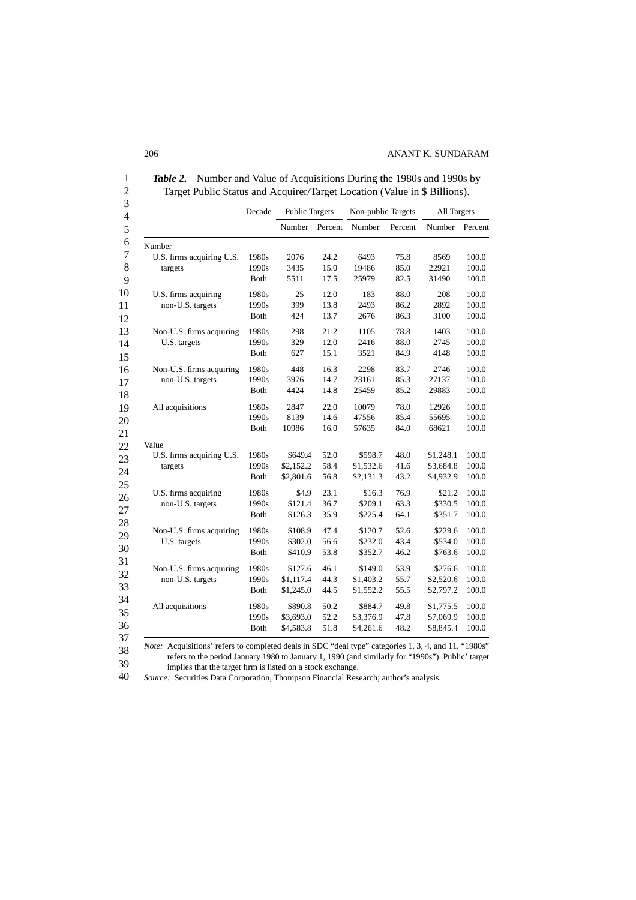***Table 2.*** Number and Value of Acquisitions During the 1980s and 1990s by Target Public Status and Acquirer/Target Location (Value in $ Billions).

| | Decade | Public Targets | | Non-public Targets | | All Targets | |
|---|---|---|---|---|---|---|---|
| | | Number | Percent | Number | Percent | Number | Percent |
| Number | | | | | | | |
| U.S. firms acquiring U.S. targets | 1980s | 2076 | 24.2 | 6493 | 75.8 | 8569 | 100.0 |
| | 1990s | 3435 | 15.0 | 19486 | 85.0 | 22921 | 100.0 |
| | Both | 5511 | 17.5 | 25979 | 82.5 | 31490 | 100.0 |
| U.S. firms acquiring non-U.S. targets | 1980s | 25 | 12.0 | 183 | 88.0 | 208 | 100.0 |
| | 1990s | 399 | 13.8 | 2493 | 86.2 | 2892 | 100.0 |
| | Both | 424 | 13.7 | 2676 | 86.3 | 3100 | 100.0 |
| Non-U.S. firms acquiring U.S. targets | 1980s | 298 | 21.2 | 1105 | 78.8 | 1403 | 100.0 |
| | 1990s | 329 | 12.0 | 2416 | 88.0 | 2745 | 100.0 |
| | Both | 627 | 15.1 | 3521 | 84.9 | 4148 | 100.0 |
| Non-U.S. firms acquiring non-U.S. targets | 1980s | 448 | 16.3 | 2298 | 83.7 | 2746 | 100.0 |
| | 1990s | 3976 | 14.7 | 23161 | 85.3 | 27137 | 100.0 |
| | Both | 4424 | 14.8 | 25459 | 85.2 | 29883 | 100.0 |
| All acquisitions | 1980s | 2847 | 22.0 | 10079 | 78.0 | 12926 | 100.0 |
| | 1990s | 8139 | 14.6 | 47556 | 85.4 | 55695 | 100.0 |
| | Both | 10986 | 16.0 | 57635 | 84.0 | 68621 | 100.0 |
| Value | | | | | | | |
| U.S. firms acquiring U.S. targets | 1980s | $649.4 | 52.0 | $598.7 | 48.0 | $1,248.1 | 100.0 |
| | 1990s | $2,152.2 | 58.4 | $1,532.6 | 41.6 | $3,684.8 | 100.0 |
| | Both | $2,801.6 | 56.8 | $2,131.3 | 43.2 | $4,932.9 | 100.0 |
| U.S. firms acquiring non-U.S. targets | 1980s | $4.9 | 23.1 | $16.3 | 76.9 | $21.2 | 100.0 |
| | 1990s | $121.4 | 36.7 | $209.1 | 63.3 | $330.5 | 100.0 |
| | Both | $126.3 | 35.9 | $225.4 | 64.1 | $351.7 | 100.0 |
| Non-U.S. firms acquiring U.S. targets | 1980s | $108.9 | 47.4 | $120.7 | 52.6 | $229.6 | 100.0 |
| | 1990s | $302.0 | 56.6 | $232.0 | 43.4 | $534.0 | 100.0 |
| | Both | $410.9 | 53.8 | $352.7 | 46.2 | $763.6 | 100.0 |
| Non-U.S. firms acquiring non-U.S. targets | 1980s | $127.6 | 46.1 | $149.0 | 53.9 | $276.6 | 100.0 |
| | 1990s | $1,117.4 | 44.3 | $1,403.2 | 55.7 | $2,520.6 | 100.0 |
| | Both | $1,245.0 | 44.5 | $1,552.2 | 55.5 | $2,797.2 | 100.0 |
| All acquisitions | 1980s | $890.8 | 50.2 | $884.7 | 49.8 | $1,775.5 | 100.0 |
| | 1990s | $3,693.0 | 52.2 | $3,376.9 | 47.8 | $7,069.9 | 100.0 |
| | Both | $4,583.8 | 51.8 | $4,261.6 | 48.2 | $8,845.4 | 100.0 |

*Note:* Acquisitions' refers to completed deals in SDC "deal type" categories 1, 3, 4, and 11. "1980s" refers to the period January 1980 to January 1, 1990 (and similarly for "1990s"). Public' target implies that the target firm is listed on a stock exchange.

*Source:* Securities Data Corporation, Thompson Financial Research; author's analysis.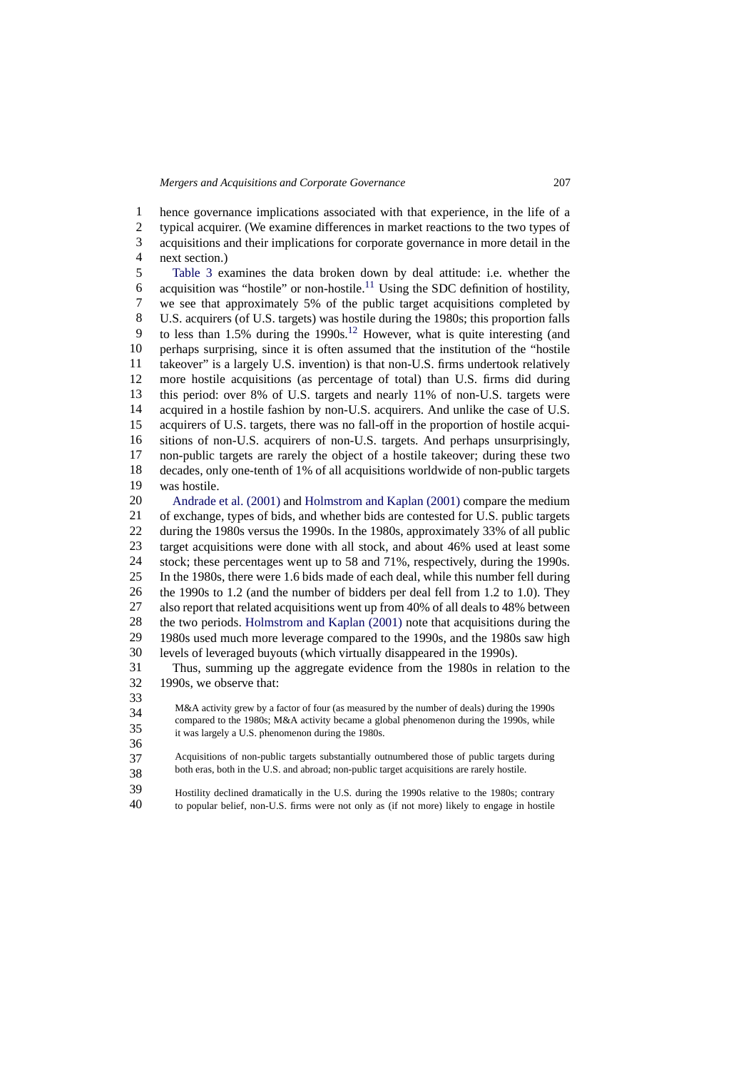hence governance implications associated with that experience, in the life of a typical acquirer. (We examine differences in market reactions to the two types of acquisitions and their implications for corporate governance in more detail in the next section.)

Table 3 examines the data broken down by deal attitude: i.e. whether the acquisition was "hostile" or non-hostile.[11] Using the SDC definition of hostility, we see that approximately 5% of the public target acquisitions completed by U.S. acquirers (of U.S. targets) was hostile during the 1980s; this proportion falls to less than 1.5% during the 1990s.[12] However, what is quite interesting (and perhaps surprising, since it is often assumed that the institution of the "hostile takeover" is a largely U.S. invention) is that non-U.S. firms undertook relatively more hostile acquisitions (as percentage of total) than U.S. firms did during this period: over 8% of U.S. targets and nearly 11% of non-U.S. targets were acquired in a hostile fashion by non-U.S. acquirers. And unlike the case of U.S. acquirers of U.S. targets, there was no fall-off in the proportion of hostile acquisitions of non-U.S. acquirers of non-U.S. targets. And perhaps unsurprisingly, non-public targets are rarely the object of a hostile takeover; during these two decades, only one-tenth of 1% of all acquisitions worldwide of non-public targets was hostile.

Andrade et al. (2001) and Holmstrom and Kaplan (2001) compare the medium of exchange, types of bids, and whether bids are contested for U.S. public targets during the 1980s versus the 1990s. In the 1980s, approximately 33% of all public target acquisitions were done with all stock, and about 46% used at least some stock; these percentages went up to 58 and 71%, respectively, during the 1990s. In the 1980s, there were 1.6 bids made of each deal, while this number fell during the 1990s to 1.2 (and the number of bidders per deal fell from 1.2 to 1.0). They also report that related acquisitions went up from 40% of all deals to 48% between the two periods. Holmstrom and Kaplan (2001) note that acquisitions during the 1980s used much more leverage compared to the 1990s, and the 1980s saw high levels of leveraged buyouts (which virtually disappeared in the 1990s).

Thus, summing up the aggregate evidence from the 1980s in relation to the 1990s, we observe that:

M&A activity grew by a factor of four (as measured by the number of deals) during the 1990s compared to the 1980s; M&A activity became a global phenomenon during the 1990s, while it was largely a U.S. phenomenon during the 1980s.

Acquisitions of non-public targets substantially outnumbered those of public targets during both eras, both in the U.S. and abroad; non-public target acquisitions are rarely hostile.

Hostility declined dramatically in the U.S. during the 1990s relative to the 1980s; contrary to popular belief, non-U.S. firms were not only as (if not more) likely to engage in hostile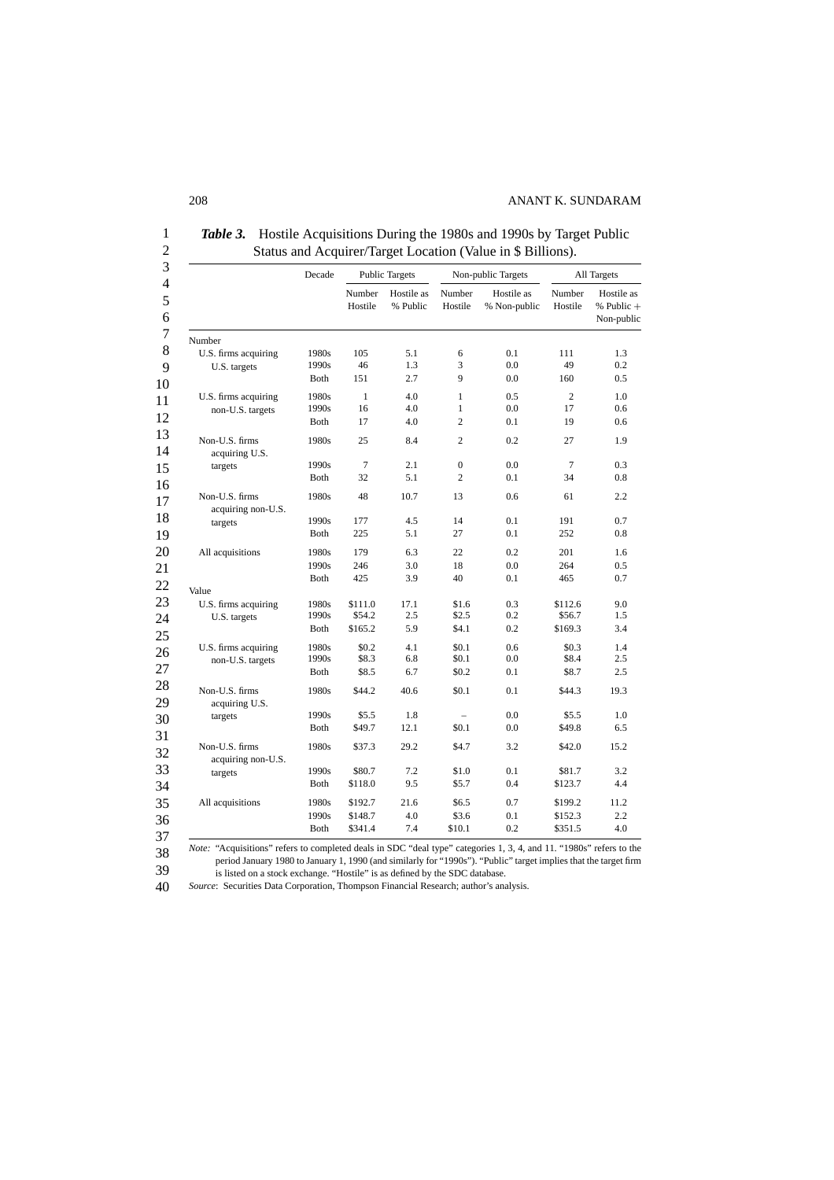*Table 3.* Hostile Acquisitions During the 1980s and 1990s by Target Public Status and Acquirer/Target Location (Value in $ Billions).

| | Decade | Public Targets | | Non-public Targets | | All Targets | |
|---|---|---|---|---|---|---|---|
| | | Number Hostile | Hostile as % Public | Number Hostile | Hostile as % Non-public | Number Hostile | Hostile as % Public + Non-public |
| Number | | | | | | | |
| U.S. firms acquiring U.S. targets | 1980s | 105 | 5.1 | 6 | 0.1 | 111 | 1.3 |
| | 1990s | 46 | 1.3 | 3 | 0.0 | 49 | 0.2 |
| | Both | 151 | 2.7 | 9 | 0.0 | 160 | 0.5 |
| U.S. firms acquiring non-U.S. targets | 1980s | 1 | 4.0 | 1 | 0.5 | 2 | 1.0 |
| | 1990s | 16 | 4.0 | 1 | 0.0 | 17 | 0.6 |
| | Both | 17 | 4.0 | 2 | 0.1 | 19 | 0.6 |
| Non-U.S. firms acquiring U.S. targets | 1980s | 25 | 8.4 | 2 | 0.2 | 27 | 1.9 |
| | 1990s | 7 | 2.1 | 0 | 0.0 | 7 | 0.3 |
| | Both | 32 | 5.1 | 2 | 0.1 | 34 | 0.8 |
| Non-U.S. firms acquiring non-U.S. targets | 1980s | 48 | 10.7 | 13 | 0.6 | 61 | 2.2 |
| | 1990s | 177 | 4.5 | 14 | 0.1 | 191 | 0.7 |
| | Both | 225 | 5.1 | 27 | 0.1 | 252 | 0.8 |
| All acquisitions | 1980s | 179 | 6.3 | 22 | 0.2 | 201 | 1.6 |
| | 1990s | 246 | 3.0 | 18 | 0.0 | 264 | 0.5 |
| | Both | 425 | 3.9 | 40 | 0.1 | 465 | 0.7 |
| Value | | | | | | | |
| U.S. firms acquiring U.S. targets | 1980s | $111.0 | 17.1 | $1.6 | 0.3 | $112.6 | 9.0 |
| | 1990s | $54.2 | 2.5 | $2.5 | 0.2 | $56.7 | 1.5 |
| | Both | $165.2 | 5.9 | $4.1 | 0.2 | $169.3 | 3.4 |
| U.S. firms acquiring non-U.S. targets | 1980s | $0.2 | 4.1 | $0.1 | 0.6 | $0.3 | 1.4 |
| | 1990s | $8.3 | 6.8 | $0.1 | 0.0 | $8.4 | 2.5 |
| | Both | $8.5 | 6.7 | $0.2 | 0.1 | $8.7 | 2.5 |
| Non-U.S. firms acquiring U.S. targets | 1980s | $44.2 | 40.6 | $0.1 | 0.1 | $44.3 | 19.3 |
| | 1990s | $5.5 | 1.8 | – | 0.0 | $5.5 | 1.0 |
| | Both | $49.7 | 12.1 | $0.1 | 0.0 | $49.8 | 6.5 |
| Non-U.S. firms acquiring non-U.S. targets | 1980s | $37.3 | 29.2 | $4.7 | 3.2 | $42.0 | 15.2 |
| | 1990s | $80.7 | 7.2 | $1.0 | 0.1 | $81.7 | 3.2 |
| | Both | $118.0 | 9.5 | $5.7 | 0.4 | $123.7 | 4.4 |
| All acquisitions | 1980s | $192.7 | 21.6 | $6.5 | 0.7 | $199.2 | 11.2 |
| | 1990s | $148.7 | 4.0 | $3.6 | 0.1 | $152.3 | 2.2 |
| | Both | $341.4 | 7.4 | $10.1 | 0.2 | $351.5 | 4.0 |

*Note:* "Acquisitions" refers to completed deals in SDC "deal type" categories 1, 3, 4, and 11. "1980s" refers to the period January 1980 to January 1, 1990 (and similarly for "1990s"). "Public" target implies that the target firm is listed on a stock exchange. "Hostile" is as defined by the SDC database.

*Source*: Securities Data Corporation, Thompson Financial Research; author's analysis.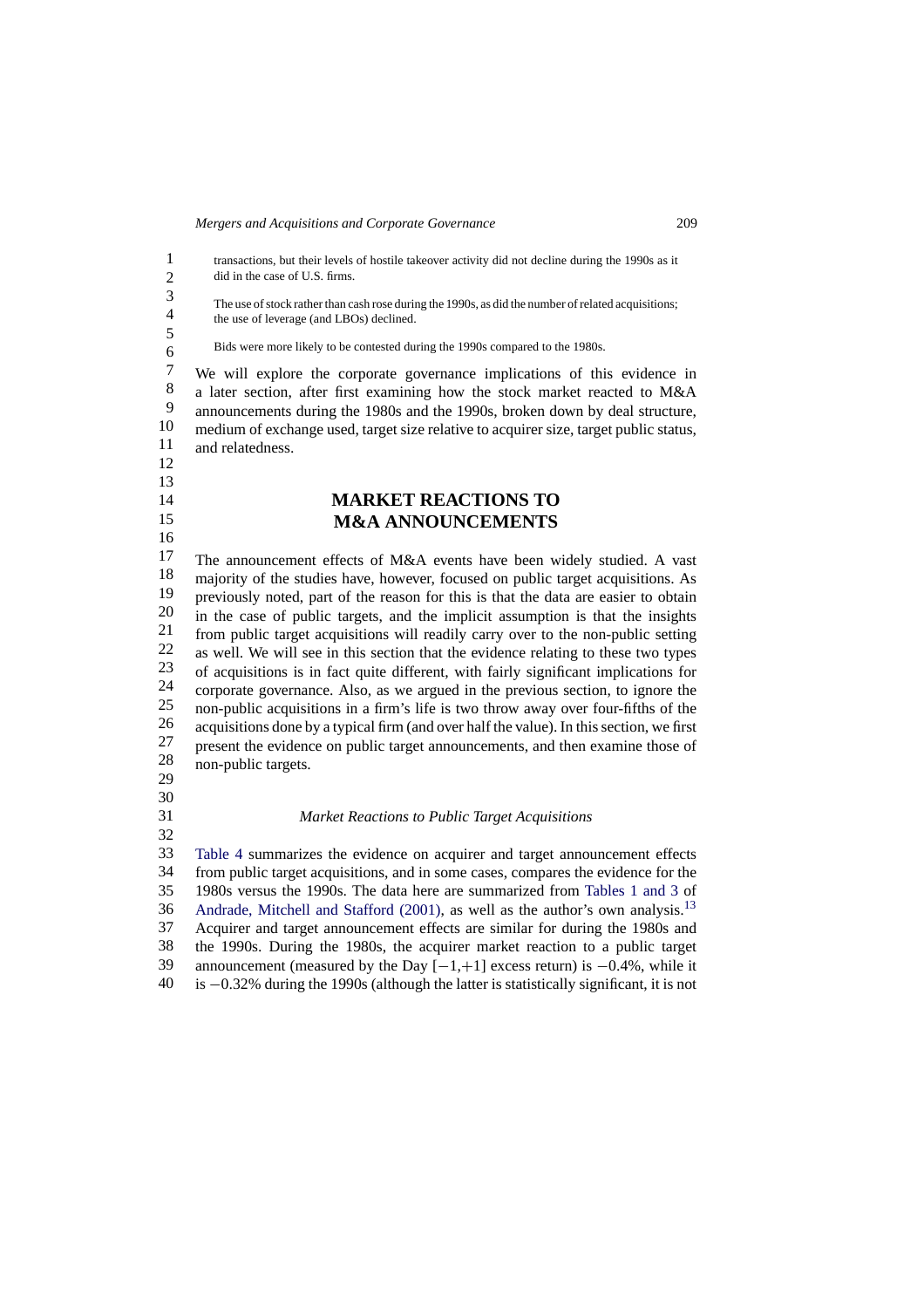transactions, but their levels of hostile takeover activity did not decline during the 1990s as it did in the case of U.S. firms.

The use of stock rather than cash rose during the 1990s, as did the number of related acquisitions; the use of leverage (and LBOs) declined.

Bids were more likely to be contested during the 1990s compared to the 1980s.

We will explore the corporate governance implications of this evidence in a later section, after first examining how the stock market reacted to M&A announcements during the 1980s and the 1990s, broken down by deal structure, medium of exchange used, target size relative to acquirer size, target public status, and relatedness.

## MARKET REACTIONS TO M&A ANNOUNCEMENTS

The announcement effects of M&A events have been widely studied. A vast majority of the studies have, however, focused on public target acquisitions. As previously noted, part of the reason for this is that the data are easier to obtain in the case of public targets, and the implicit assumption is that the insights from public target acquisitions will readily carry over to the non-public setting as well. We will see in this section that the evidence relating to these two types of acquisitions is in fact quite different, with fairly significant implications for corporate governance. Also, as we argued in the previous section, to ignore the non-public acquisitions in a firm's life is two throw away over four-fifths of the acquisitions done by a typical firm (and over half the value). In this section, we first present the evidence on public target announcements, and then examine those of non-public targets.

### *Market Reactions to Public Target Acquisitions*

Table 4 summarizes the evidence on acquirer and target announcement effects from public target acquisitions, and in some cases, compares the evidence for the 1980s versus the 1990s. The data here are summarized from Tables 1 and 3 of Andrade, Mitchell and Stafford (2001), as well as the author's own analysis.[13] Acquirer and target announcement effects are similar for during the 1980s and the 1990s. During the 1980s, the acquirer market reaction to a public target announcement (measured by the Day $[-1,+1]$ excess return) is $-0.4\%$, while it is $-0.32\%$ during the 1990s (although the latter is statistically significant, it is not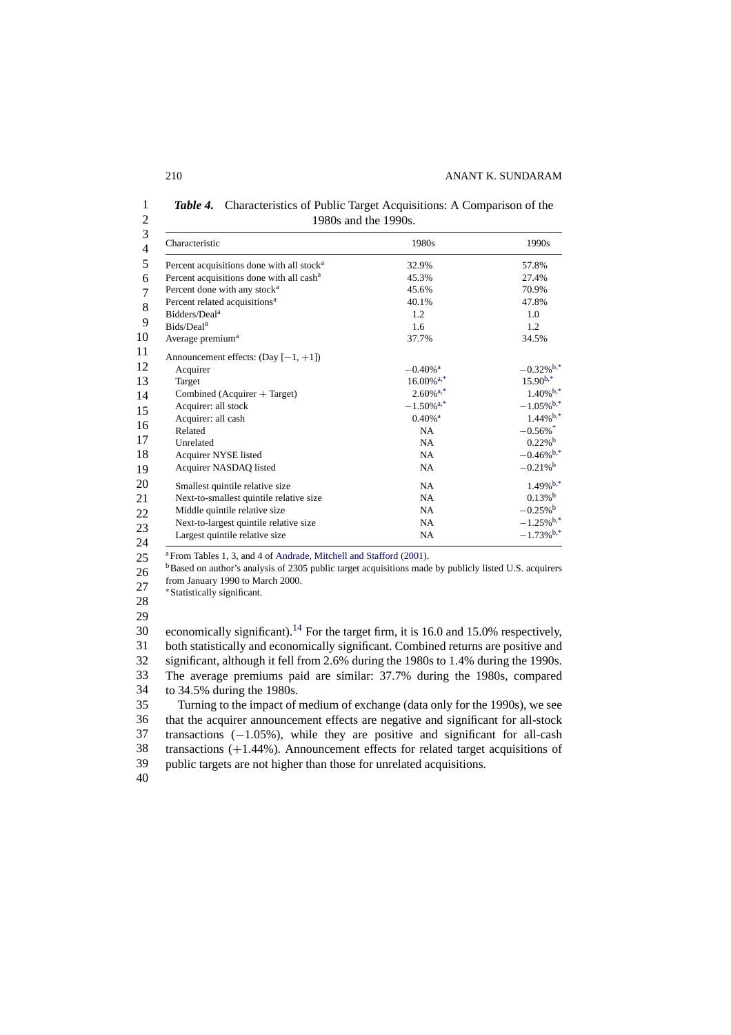*Table 4.* Characteristics of Public Target Acquisitions: A Comparison of the 1980s and the 1990s.

| Characteristic | 1980s | 1990s |
|---|---|---|
| Percent acquisitions done with all stock[a] | 32.9% | 57.8% |
| Percent acquisitions done with all cash[a] | 45.3% | 27.4% |
| Percent done with any stock[a] | 45.6% | 70.9% |
| Percent related acquisitions[a] | 40.1% | 47.8% |
| Bidders/Deal[a] | 1.2 | 1.0 |
| Bids/Deal[a] | 1.6 | 1.2 |
| Average premium[a] | 37.7% | 34.5% |
| Announcement effects: (Day [−1, +1]) | | |
| Acquirer | −0.40%[a] | −0.32%[b,*] |
| Target | 16.00%[a,*] | 15.90[b,*] |
| Combined (Acquirer + Target) | 2.60%[a,*] | 1.40%[b,*] |
| Acquirer: all stock | −1.50%[a,*] | −1.05%[b,*] |
| Acquirer: all cash | 0.40%[a] | 1.44%[b,*] |
| Related | NA | −0.56%[*] |
| Unrelated | NA | 0.22%[b] |
| Acquirer NYSE listed | NA | −0.46%[b,*] |
| Acquirer NASDAQ listed | NA | −0.21%[b] |
| Smallest quintile relative size | NA | 1.49%[b,*] |
| Next-to-smallest quintile relative size | NA | 0.13%[b] |
| Middle quintile relative size | NA | −0.25%[b] |
| Next-to-largest quintile relative size | NA | −1.25%[b,*] |
| Largest quintile relative size | NA | −1.73%[b,*] |

[a] From Tables 1, 3, and 4 of Andrade, Mitchell and Stafford (2001).
[b] Based on author's analysis of 2305 public target acquisitions made by publicly listed U.S. acquirers from January 1990 to March 2000.
[*] Statistically significant.

economically significant).[14] For the target firm, it is 16.0 and 15.0% respectively, both statistically and economically significant. Combined returns are positive and significant, although it fell from 2.6% during the 1980s to 1.4% during the 1990s. The average premiums paid are similar: 37.7% during the 1980s, compared to 34.5% during the 1980s.

Turning to the impact of medium of exchange (data only for the 1990s), we see that the acquirer announcement effects are negative and significant for all-stock transactions (−1.05%), while they are positive and significant for all-cash transactions (+1.44%). Announcement effects for related target acquisitions of public targets are not higher than those for unrelated acquisitions.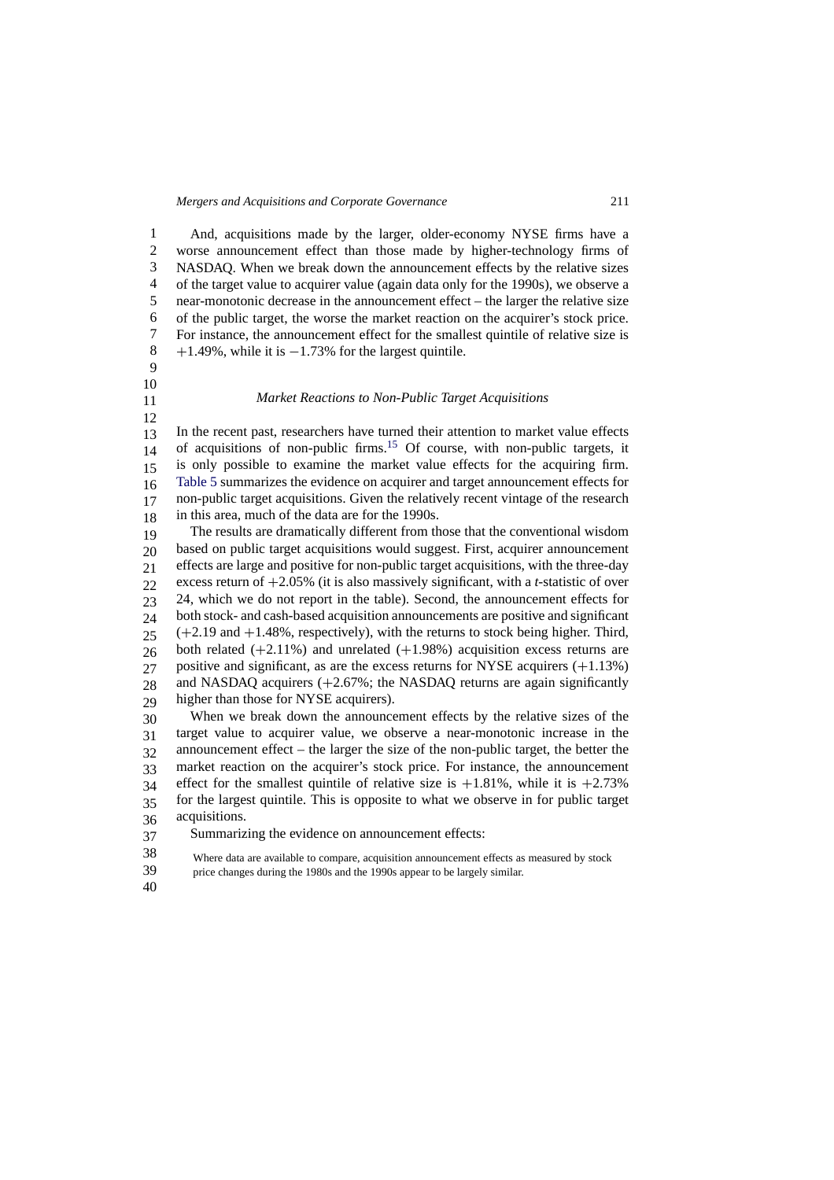And, acquisitions made by the larger, older-economy NYSE firms have a worse announcement effect than those made by higher-technology firms of NASDAQ. When we break down the announcement effects by the relative sizes of the target value to acquirer value (again data only for the 1990s), we observe a near-monotonic decrease in the announcement effect – the larger the relative size of the public target, the worse the market reaction on the acquirer's stock price. For instance, the announcement effect for the smallest quintile of relative size is +1.49%, while it is −1.73% for the largest quintile.

### *Market Reactions to Non-Public Target Acquisitions*

In the recent past, researchers have turned their attention to market value effects of acquisitions of non-public firms.[15] Of course, with non-public targets, it is only possible to examine the market value effects for the acquiring firm. Table 5 summarizes the evidence on acquirer and target announcement effects for non-public target acquisitions. Given the relatively recent vintage of the research in this area, much of the data are for the 1990s.

The results are dramatically different from those that the conventional wisdom based on public target acquisitions would suggest. First, acquirer announcement effects are large and positive for non-public target acquisitions, with the three-day excess return of +2.05% (it is also massively significant, with a *t*-statistic of over 24, which we do not report in the table). Second, the announcement effects for both stock- and cash-based acquisition announcements are positive and significant (+2.19 and +1.48%, respectively), with the returns to stock being higher. Third, both related (+2.11%) and unrelated (+1.98%) acquisition excess returns are positive and significant, as are the excess returns for NYSE acquirers (+1.13%) and NASDAQ acquirers (+2.67%; the NASDAQ returns are again significantly higher than those for NYSE acquirers).

When we break down the announcement effects by the relative sizes of the target value to acquirer value, we observe a near-monotonic increase in the announcement effect – the larger the size of the non-public target, the better the market reaction on the acquirer's stock price. For instance, the announcement effect for the smallest quintile of relative size is +1.81%, while it is +2.73% for the largest quintile. This is opposite to what we observe in for public target acquisitions.

Summarizing the evidence on announcement effects:

> Where data are available to compare, acquisition announcement effects as measured by stock price changes during the 1980s and the 1990s appear to be largely similar.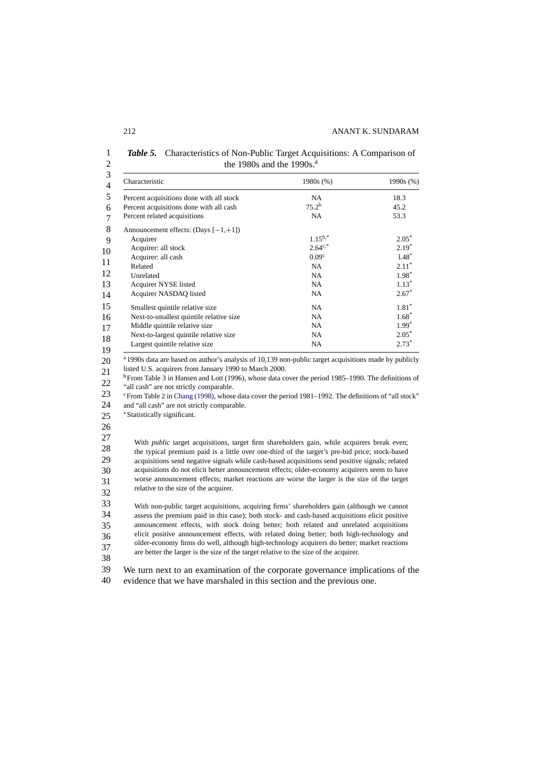**Table 5.** Characteristics of Non-Public Target Acquisitions: A Comparison of the 1980s and the 1990s.[a]

| Characteristic | 1980s (%) | 1990s (%) |
|---|---|---|
| Percent acquisitions done with all stock | NA | 18.3 |
| Percent acquisitions done with all cash | 75.2[b] | 45.2 |
| Percent related acquisitions | NA | 53.3 |
| Announcement effects: (Days [−1,+1]) | | |
| Acquirer | 1.15[b,*] | 2.05* |
| Acquirer: all stock | 2.64[c,*] | 2.19* |
| Acquirer: all cash | 0.09[c] | 1.48* |
| Related | NA | 2.11* |
| Unrelated | NA | 1.98* |
| Acquirer NYSE listed | NA | 1.13* |
| Acquirer NASDAQ listed | NA | 2.67* |
| Smallest quintile relative size | NA | 1.81* |
| Next-to-smallest quintile relative size | NA | 1.68* |
| Middle quintile relative size | NA | 1.99* |
| Next-to-largest quintile relative size | NA | 2.05* |
| Largest quintile relative size | NA | 2.73* |

[a] 1990s data are based on author's analysis of 10,139 non-public target acquisitions made by publicly listed U.S. acquirers from January 1990 to March 2000.
[b] From Table 3 in Hansen and Lott (1996), whose data cover the period 1985–1990. The definitions of "all cash" are not strictly comparable.
[c] From Table 2 in Chang (1998), whose data cover the period 1981–1992. The definitions of "all stock" and "all cash" are not strictly comparable.
*Statistically significant.

> With *public* target acquisitions, target firm shareholders gain, while acquirers break even; the typical premium paid is a little over one-third of the target's pre-bid price; stock-based acquisitions send negative signals while cash-based acquisitions send positive signals; related acquisitions do not elicit better announcement effects; older-economy acquirers seem to have worse announcement effects; market reactions are worse the larger is the size of the target relative to the size of the acquirer.
>
> With non-public target acquisitions, acquiring firms' shareholders gain (although we cannot assess the premium paid in this case); both stock- and cash-based acquisitions elicit positive announcement effects, with stock doing better; both related and unrelated acquisitions elicit positive announcement effects, with related doing better; both high-technology and older-economy firms do well, although high-technology acquirers do better; market reactions are better the larger is the size of the target relative to the size of the acquirer.

We turn next to an examination of the corporate governance implications of the evidence that we have marshaled in this section and the previous one.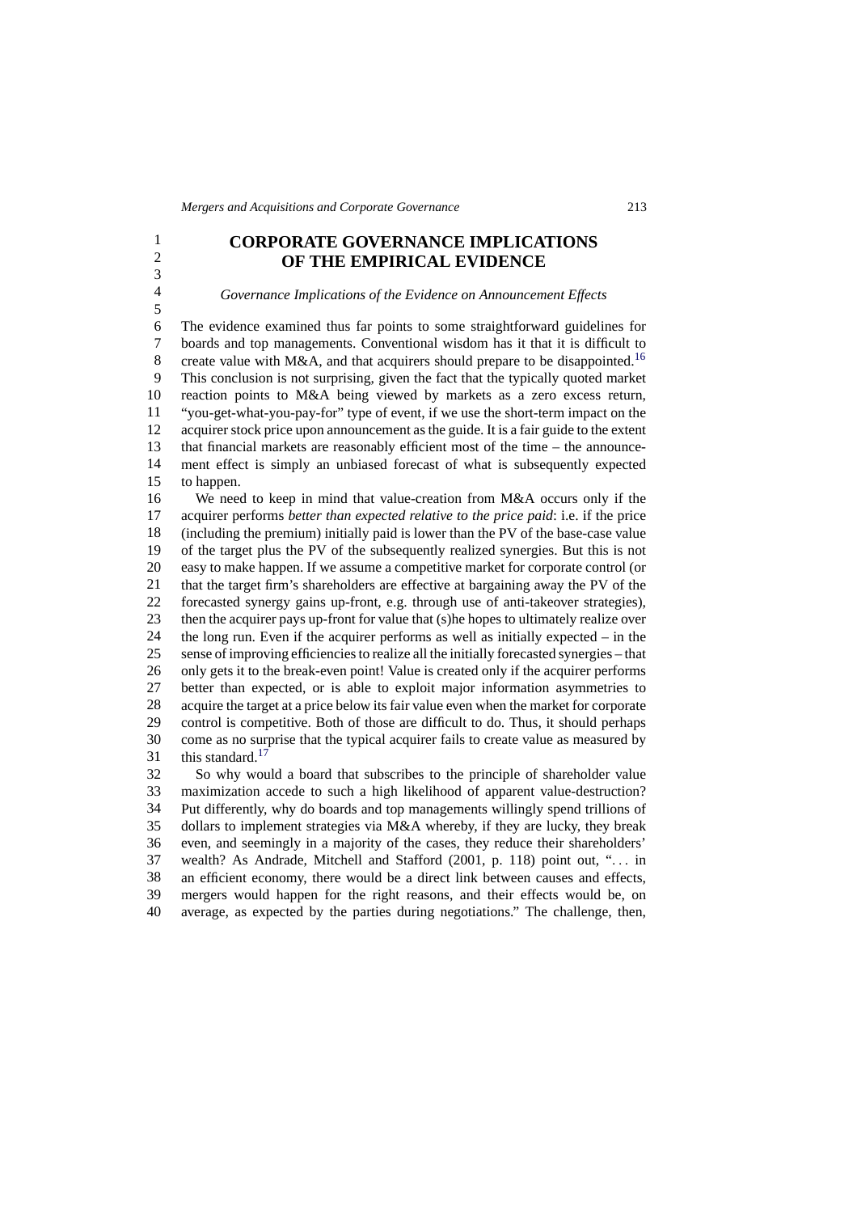# CORPORATE GOVERNANCE IMPLICATIONS OF THE EMPIRICAL EVIDENCE

### *Governance Implications of the Evidence on Announcement Effects*

The evidence examined thus far points to some straightforward guidelines for boards and top managements. Conventional wisdom has it that it is difficult to create value with M&A, and that acquirers should prepare to be disappointed.[16] This conclusion is not surprising, given the fact that the typically quoted market reaction points to M&A being viewed by markets as a zero excess return, "you-get-what-you-pay-for" type of event, if we use the short-term impact on the acquirer stock price upon announcement as the guide. It is a fair guide to the extent that financial markets are reasonably efficient most of the time – the announcement effect is simply an unbiased forecast of what is subsequently expected to happen.

We need to keep in mind that value-creation from M&A occurs only if the acquirer performs *better than expected relative to the price paid*: i.e. if the price (including the premium) initially paid is lower than the PV of the base-case value of the target plus the PV of the subsequently realized synergies. But this is not easy to make happen. If we assume a competitive market for corporate control (or that the target firm's shareholders are effective at bargaining away the PV of the forecasted synergy gains up-front, e.g. through use of anti-takeover strategies), then the acquirer pays up-front for value that (s)he hopes to ultimately realize over the long run. Even if the acquirer performs as well as initially expected – in the sense of improving efficiencies to realize all the initially forecasted synergies – that only gets it to the break-even point! Value is created only if the acquirer performs better than expected, or is able to exploit major information asymmetries to acquire the target at a price below its fair value even when the market for corporate control is competitive. Both of those are difficult to do. Thus, it should perhaps come as no surprise that the typical acquirer fails to create value as measured by this standard.[17]

So why would a board that subscribes to the principle of shareholder value maximization accede to such a high likelihood of apparent value-destruction? Put differently, why do boards and top managements willingly spend trillions of dollars to implement strategies via M&A whereby, if they are lucky, they break even, and seemingly in a majority of the cases, they reduce their shareholders' wealth? As Andrade, Mitchell and Stafford (2001, p. 118) point out, "... in an efficient economy, there would be a direct link between causes and effects, mergers would happen for the right reasons, and their effects would be, on average, as expected by the parties during negotiations." The challenge, then,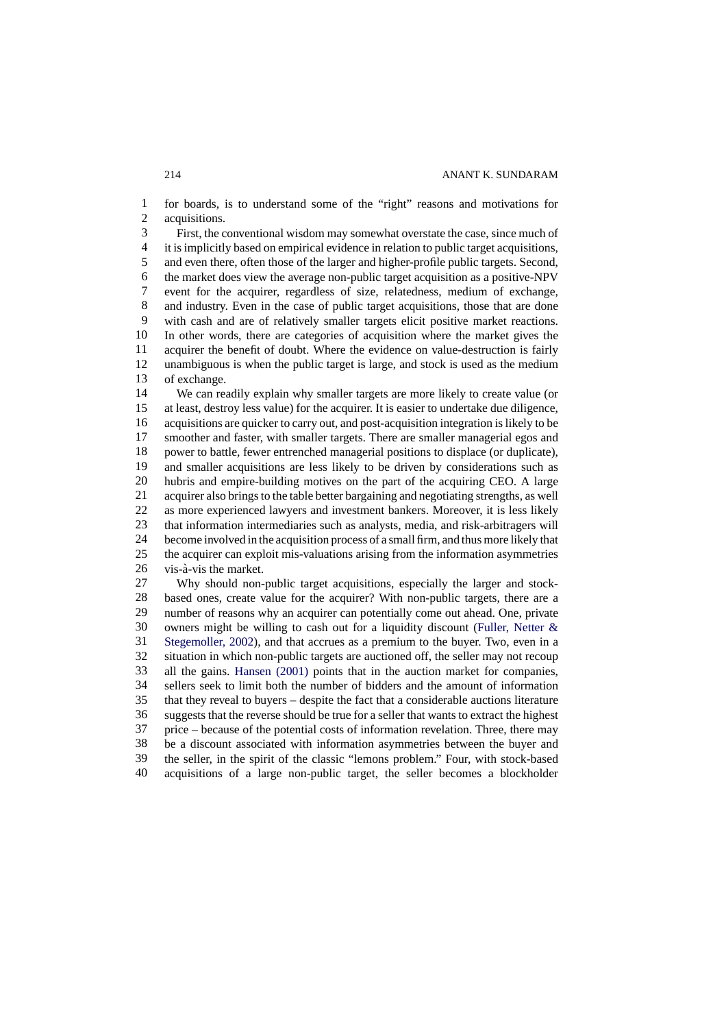for boards, is to understand some of the "right" reasons and motivations for acquisitions.

First, the conventional wisdom may somewhat overstate the case, since much of it is implicitly based on empirical evidence in relation to public target acquisitions, and even there, often those of the larger and higher-profile public targets. Second, the market does view the average non-public target acquisition as a positive-NPV event for the acquirer, regardless of size, relatedness, medium of exchange, and industry. Even in the case of public target acquisitions, those that are done with cash and are of relatively smaller targets elicit positive market reactions. In other words, there are categories of acquisition where the market gives the acquirer the benefit of doubt. Where the evidence on value-destruction is fairly unambiguous is when the public target is large, and stock is used as the medium of exchange.

We can readily explain why smaller targets are more likely to create value (or at least, destroy less value) for the acquirer. It is easier to undertake due diligence, acquisitions are quicker to carry out, and post-acquisition integration is likely to be smoother and faster, with smaller targets. There are smaller managerial egos and power to battle, fewer entrenched managerial positions to displace (or duplicate), and smaller acquisitions are less likely to be driven by considerations such as hubris and empire-building motives on the part of the acquiring CEO. A large acquirer also brings to the table better bargaining and negotiating strengths, as well as more experienced lawyers and investment bankers. Moreover, it is less likely that information intermediaries such as analysts, media, and risk-arbitragers will become involved in the acquisition process of a small firm, and thus more likely that the acquirer can exploit mis-valuations arising from the information asymmetries vis-à-vis the market.

Why should non-public target acquisitions, especially the larger and stock-based ones, create value for the acquirer? With non-public targets, there are a number of reasons why an acquirer can potentially come out ahead. One, private owners might be willing to cash out for a liquidity discount (Fuller, Netter & Stegemoller, 2002), and that accrues as a premium to the buyer. Two, even in a situation in which non-public targets are auctioned off, the seller may not recoup all the gains. Hansen (2001) points that in the auction market for companies, sellers seek to limit both the number of bidders and the amount of information that they reveal to buyers – despite the fact that a considerable auctions literature suggests that the reverse should be true for a seller that wants to extract the highest price – because of the potential costs of information revelation. Three, there may be a discount associated with information asymmetries between the buyer and the seller, in the spirit of the classic "lemons problem." Four, with stock-based acquisitions of a large non-public target, the seller becomes a blockholder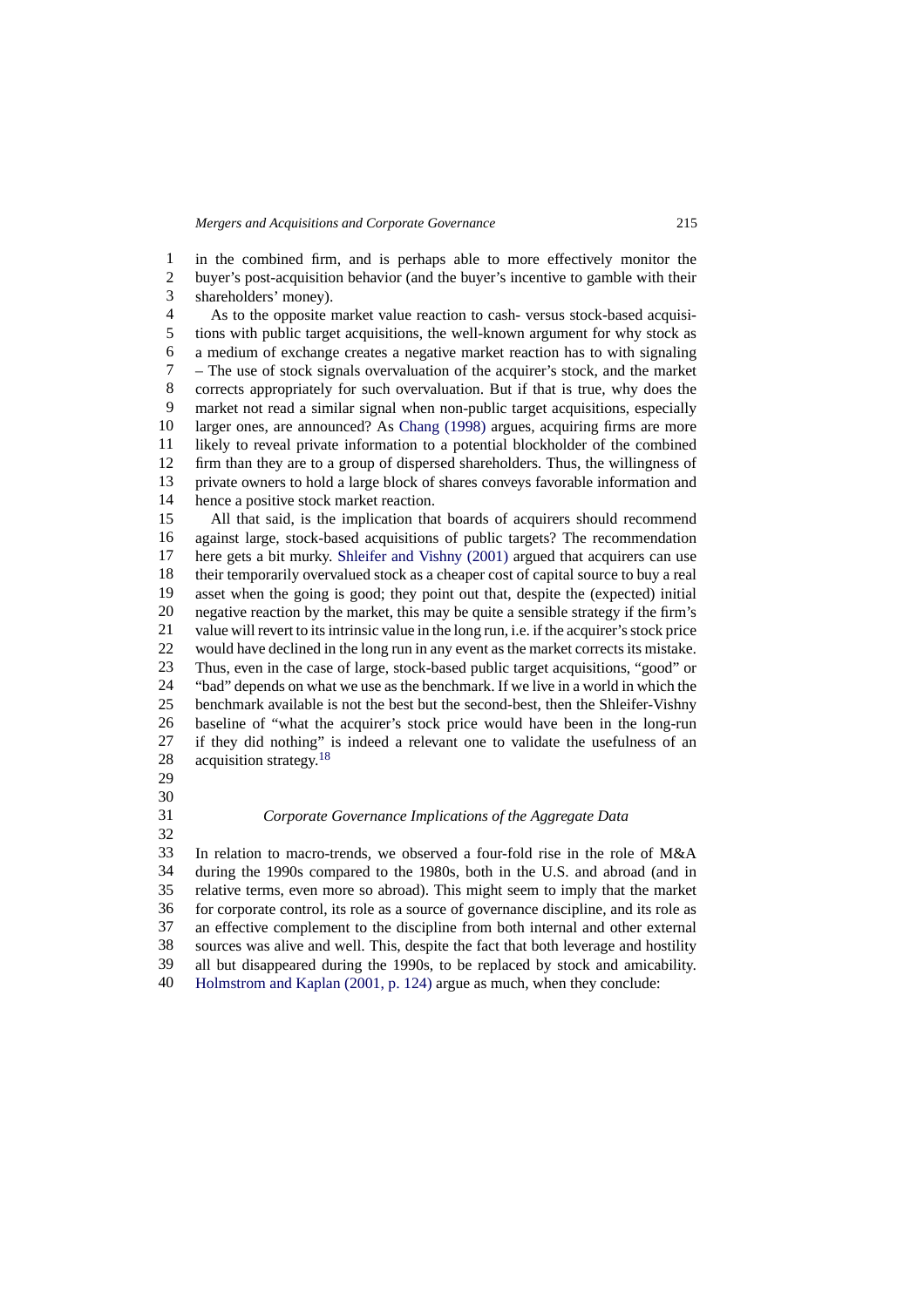in the combined firm, and is perhaps able to more effectively monitor the buyer's post-acquisition behavior (and the buyer's incentive to gamble with their shareholders' money).

As to the opposite market value reaction to cash- versus stock-based acquisitions with public target acquisitions, the well-known argument for why stock as a medium of exchange creates a negative market reaction has to with signaling – The use of stock signals overvaluation of the acquirer's stock, and the market corrects appropriately for such overvaluation. But if that is true, why does the market not read a similar signal when non-public target acquisitions, especially larger ones, are announced? As Chang (1998) argues, acquiring firms are more likely to reveal private information to a potential blockholder of the combined firm than they are to a group of dispersed shareholders. Thus, the willingness of private owners to hold a large block of shares conveys favorable information and hence a positive stock market reaction.

All that said, is the implication that boards of acquirers should recommend against large, stock-based acquisitions of public targets? The recommendation here gets a bit murky. Shleifer and Vishny (2001) argued that acquirers can use their temporarily overvalued stock as a cheaper cost of capital source to buy a real asset when the going is good; they point out that, despite the (expected) initial negative reaction by the market, this may be quite a sensible strategy if the firm's value will revert to its intrinsic value in the long run, i.e. if the acquirer's stock price would have declined in the long run in any event as the market corrects its mistake. Thus, even in the case of large, stock-based public target acquisitions, "good" or "bad" depends on what we use as the benchmark. If we live in a world in which the benchmark available is not the best but the second-best, then the Shleifer-Vishny baseline of "what the acquirer's stock price would have been in the long-run if they did nothing" is indeed a relevant one to validate the usefulness of an acquisition strategy.[18]

### *Corporate Governance Implications of the Aggregate Data*

In relation to macro-trends, we observed a four-fold rise in the role of M&A during the 1990s compared to the 1980s, both in the U.S. and abroad (and in relative terms, even more so abroad). This might seem to imply that the market for corporate control, its role as a source of governance discipline, and its role as an effective complement to the discipline from both internal and other external sources was alive and well. This, despite the fact that both leverage and hostility all but disappeared during the 1990s, to be replaced by stock and amicability. Holmstrom and Kaplan (2001, p. 124) argue as much, when they conclude: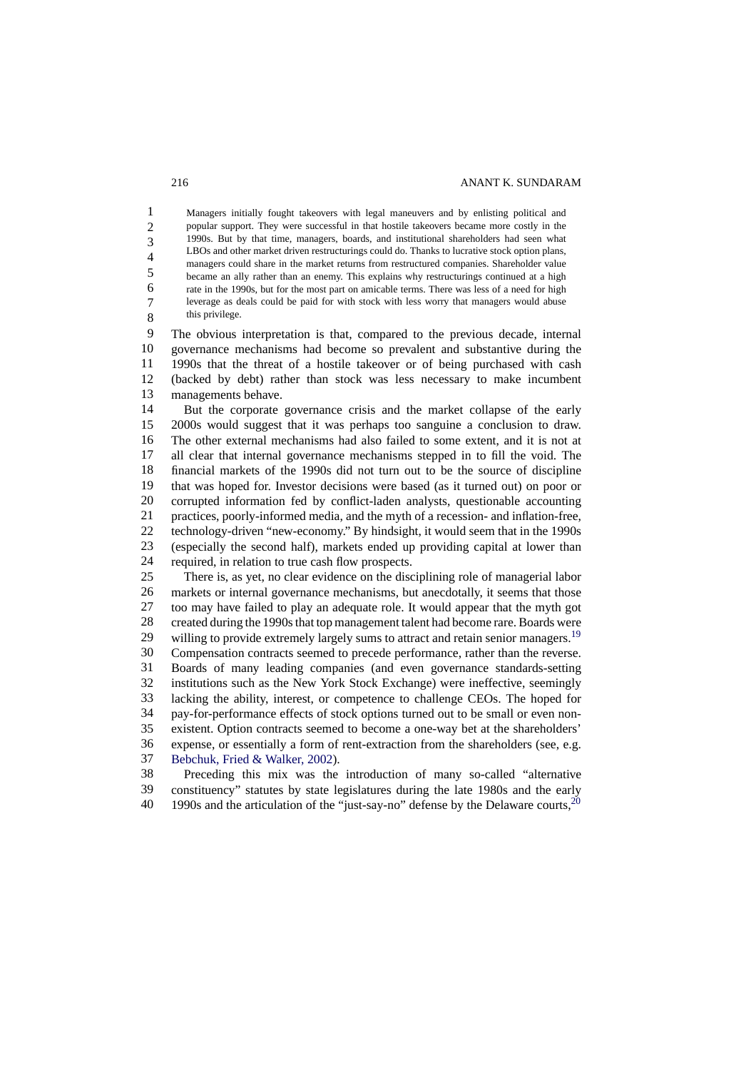> Managers initially fought takeovers with legal maneuvers and by enlisting political and popular support. They were successful in that hostile takeovers became more costly in the 1990s. But by that time, managers, boards, and institutional shareholders had seen what LBOs and other market driven restructurings could do. Thanks to lucrative stock option plans, managers could share in the market returns from restructured companies. Shareholder value became an ally rather than an enemy. This explains why restructurings continued at a high rate in the 1990s, but for the most part on amicable terms. There was less of a need for high leverage as deals could be paid for with stock with less worry that managers would abuse this privilege.

The obvious interpretation is that, compared to the previous decade, internal governance mechanisms had become so prevalent and substantive during the 1990s that the threat of a hostile takeover or of being purchased with cash (backed by debt) rather than stock was less necessary to make incumbent managements behave.

But the corporate governance crisis and the market collapse of the early 2000s would suggest that it was perhaps too sanguine a conclusion to draw. The other external mechanisms had also failed to some extent, and it is not at all clear that internal governance mechanisms stepped in to fill the void. The financial markets of the 1990s did not turn out to be the source of discipline that was hoped for. Investor decisions were based (as it turned out) on poor or corrupted information fed by conflict-laden analysts, questionable accounting practices, poorly-informed media, and the myth of a recession- and inflation-free, technology-driven "new-economy." By hindsight, it would seem that in the 1990s (especially the second half), markets ended up providing capital at lower than required, in relation to true cash flow prospects.

There is, as yet, no clear evidence on the disciplining role of managerial labor markets or internal governance mechanisms, but anecdotally, it seems that those too may have failed to play an adequate role. It would appear that the myth got created during the 1990s that top management talent had become rare. Boards were willing to provide extremely largely sums to attract and retain senior managers.[19] Compensation contracts seemed to precede performance, rather than the reverse. Boards of many leading companies (and even governance standards-setting institutions such as the New York Stock Exchange) were ineffective, seemingly lacking the ability, interest, or competence to challenge CEOs. The hoped for pay-for-performance effects of stock options turned out to be small or even non-existent. Option contracts seemed to become a one-way bet at the shareholders' expense, or essentially a form of rent-extraction from the shareholders (see, e.g. Bebchuk, Fried & Walker, 2002).

Preceding this mix was the introduction of many so-called "alternative constituency" statutes by state legislatures during the late 1980s and the early 1990s and the articulation of the "just-say-no" defense by the Delaware courts,[20]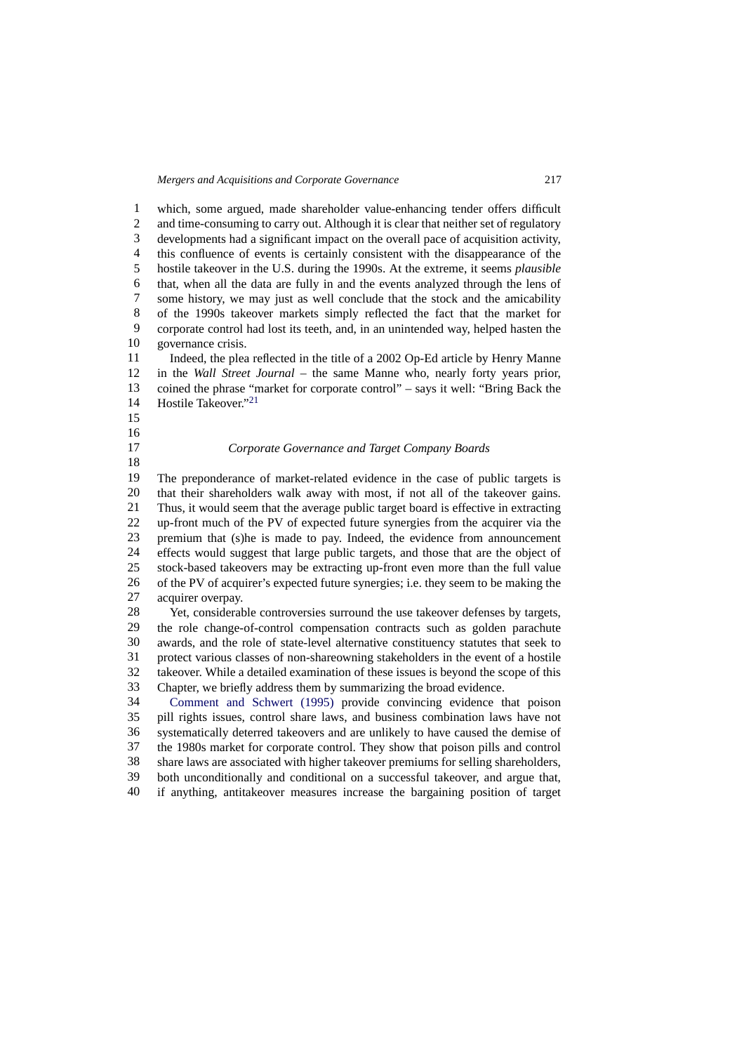which, some argued, made shareholder value-enhancing tender offers difficult and time-consuming to carry out. Although it is clear that neither set of regulatory developments had a significant impact on the overall pace of acquisition activity, this confluence of events is certainly consistent with the disappearance of the hostile takeover in the U.S. during the 1990s. At the extreme, it seems *plausible* that, when all the data are fully in and the events analyzed through the lens of some history, we may just as well conclude that the stock and the amicability of the 1990s takeover markets simply reflected the fact that the market for corporate control had lost its teeth, and, in an unintended way, helped hasten the governance crisis.

Indeed, the plea reflected in the title of a 2002 Op-Ed article by Henry Manne in the *Wall Street Journal* – the same Manne who, nearly forty years prior, coined the phrase "market for corporate control" – says it well: "Bring Back the Hostile Takeover."[21]

### *Corporate Governance and Target Company Boards*

The preponderance of market-related evidence in the case of public targets is that their shareholders walk away with most, if not all of the takeover gains. Thus, it would seem that the average public target board is effective in extracting up-front much of the PV of expected future synergies from the acquirer via the premium that (s)he is made to pay. Indeed, the evidence from announcement effects would suggest that large public targets, and those that are the object of stock-based takeovers may be extracting up-front even more than the full value of the PV of acquirer's expected future synergies; i.e. they seem to be making the acquirer overpay.

Yet, considerable controversies surround the use takeover defenses by targets, the role change-of-control compensation contracts such as golden parachute awards, and the role of state-level alternative constituency statutes that seek to protect various classes of non-shareowning stakeholders in the event of a hostile takeover. While a detailed examination of these issues is beyond the scope of this Chapter, we briefly address them by summarizing the broad evidence.

Comment and Schwert (1995) provide convincing evidence that poison pill rights issues, control share laws, and business combination laws have not systematically deterred takeovers and are unlikely to have caused the demise of the 1980s market for corporate control. They show that poison pills and control share laws are associated with higher takeover premiums for selling shareholders, both unconditionally and conditional on a successful takeover, and argue that, if anything, antitakeover measures increase the bargaining position of target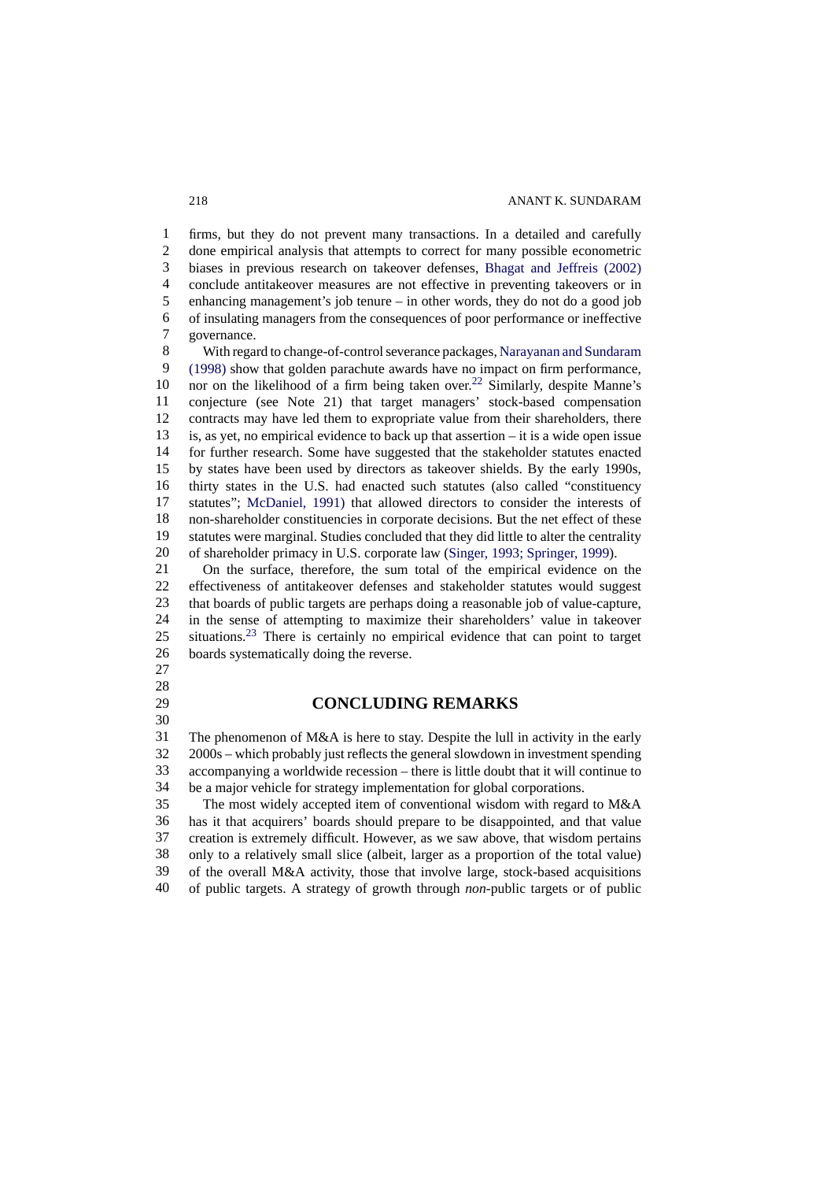firms, but they do not prevent many transactions. In a detailed and carefully done empirical analysis that attempts to correct for many possible econometric biases in previous research on takeover defenses, Bhagat and Jeffreis (2002) conclude antitakeover measures are not effective in preventing takeovers or in enhancing management's job tenure – in other words, they do not do a good job of insulating managers from the consequences of poor performance or ineffective governance.

With regard to change-of-control severance packages, Narayanan and Sundaram (1998) show that golden parachute awards have no impact on firm performance, nor on the likelihood of a firm being taken over.[22] Similarly, despite Manne's conjecture (see Note 21) that target managers' stock-based compensation contracts may have led them to expropriate value from their shareholders, there is, as yet, no empirical evidence to back up that assertion – it is a wide open issue for further research. Some have suggested that the stakeholder statutes enacted by states have been used by directors as takeover shields. By the early 1990s, thirty states in the U.S. had enacted such statutes (also called "constituency statutes"; McDaniel, 1991) that allowed directors to consider the interests of non-shareholder constituencies in corporate decisions. But the net effect of these statutes were marginal. Studies concluded that they did little to alter the centrality of shareholder primacy in U.S. corporate law (Singer, 1993; Springer, 1999).

On the surface, therefore, the sum total of the empirical evidence on the effectiveness of antitakeover defenses and stakeholder statutes would suggest that boards of public targets are perhaps doing a reasonable job of value-capture, in the sense of attempting to maximize their shareholders' value in takeover situations.[23] There is certainly no empirical evidence that can point to target boards systematically doing the reverse.

## CONCLUDING REMARKS

The phenomenon of M&A is here to stay. Despite the lull in activity in the early 2000s – which probably just reflects the general slowdown in investment spending accompanying a worldwide recession – there is little doubt that it will continue to be a major vehicle for strategy implementation for global corporations.

The most widely accepted item of conventional wisdom with regard to M&A has it that acquirers' boards should prepare to be disappointed, and that value creation is extremely difficult. However, as we saw above, that wisdom pertains only to a relatively small slice (albeit, larger as a proportion of the total value) of the overall M&A activity, those that involve large, stock-based acquisitions of public targets. A strategy of growth through *non*-public targets or of public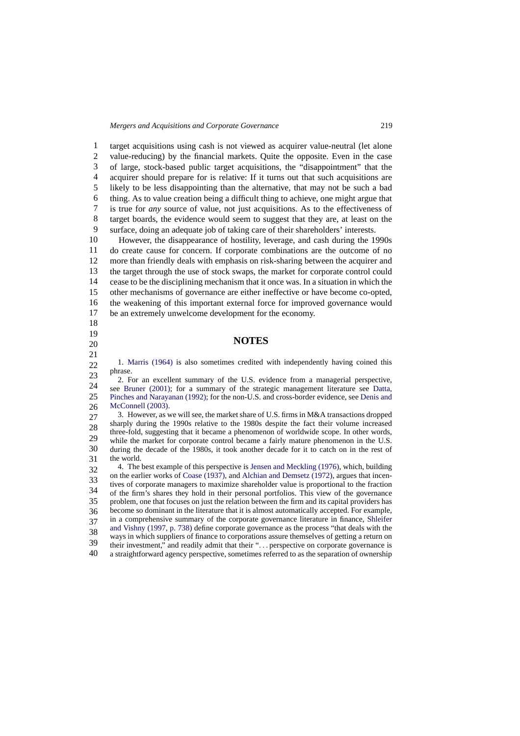target acquisitions using cash is not viewed as acquirer value-neutral (let alone value-reducing) by the financial markets. Quite the opposite. Even in the case of large, stock-based public target acquisitions, the "disappointment" that the acquirer should prepare for is relative: If it turns out that such acquisitions are likely to be less disappointing than the alternative, that may not be such a bad thing. As to value creation being a difficult thing to achieve, one might argue that is true for *any* source of value, not just acquisitions. As to the effectiveness of target boards, the evidence would seem to suggest that they are, at least on the surface, doing an adequate job of taking care of their shareholders' interests.

However, the disappearance of hostility, leverage, and cash during the 1990s do create cause for concern. If corporate combinations are the outcome of no more than friendly deals with emphasis on risk-sharing between the acquirer and the target through the use of stock swaps, the market for corporate control could cease to be the disciplining mechanism that it once was. In a situation in which the other mechanisms of governance are either ineffective or have become co-opted, the weakening of this important external force for improved governance would be an extremely unwelcome development for the economy.

## NOTES

1. Marris (1964) is also sometimes credited with independently having coined this phrase.

2. For an excellent summary of the U.S. evidence from a managerial perspective, see Bruner (2001); for a summary of the strategic management literature see Datta, Pinches and Narayanan (1992); for the non-U.S. and cross-border evidence, see Denis and McConnell (2003).

3. However, as we will see, the market share of U.S. firms in M&A transactions dropped sharply during the 1990s relative to the 1980s despite the fact their volume increased three-fold, suggesting that it became a phenomenon of worldwide scope. In other words, while the market for corporate control became a fairly mature phenomenon in the U.S. during the decade of the 1980s, it took another decade for it to catch on in the rest of the world.

4. The best example of this perspective is Jensen and Meckling (1976), which, building on the earlier works of Coase (1937), and Alchian and Demsetz (1972), argues that incentives of corporate managers to maximize shareholder value is proportional to the fraction of the firm's shares they hold in their personal portfolios. This view of the governance problem, one that focuses on just the relation between the firm and its capital providers has become so dominant in the literature that it is almost automatically accepted. For example, in a comprehensive summary of the corporate governance literature in finance, Shleifer and Vishny (1997, p. 738) define corporate governance as the process "that deals with the ways in which suppliers of finance to corporations assure themselves of getting a return on their investment," and readily admit that their ". . . perspective on corporate governance is a straightforward agency perspective, sometimes referred to as the separation of ownership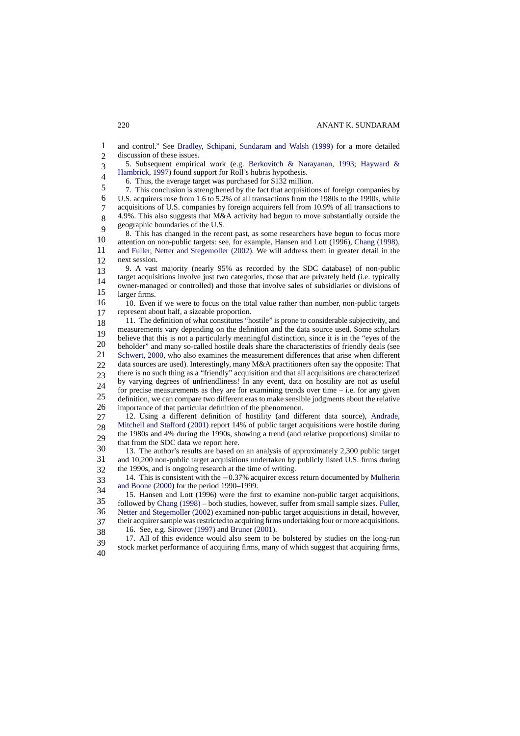and control." See Bradley, Schipani, Sundaram and Walsh (1999) for a more detailed discussion of these issues.

5. Subsequent empirical work (e.g. Berkovitch & Narayanan, 1993; Hayward & Hambrick, 1997) found support for Roll's hubris hypothesis.

6. Thus, the average target was purchased for $132 million.

7. This conclusion is strengthened by the fact that acquisitions of foreign companies by U.S. acquirers rose from 1.6 to 5.2% of all transactions from the 1980s to the 1990s, while acquisitions of U.S. companies by foreign acquirers fell from 10.9% of all transactions to 4.9%. This also suggests that M&A activity had begun to move substantially outside the geographic boundaries of the U.S.

8. This has changed in the recent past, as some researchers have begun to focus more attention on non-public targets: see, for example, Hansen and Lott (1996), Chang (1998), and Fuller, Netter and Stegemoller (2002). We will address them in greater detail in the next session.

9. A vast majority (nearly 95% as recorded by the SDC database) of non-public target acquisitions involve just two categories, those that are privately held (i.e. typically owner-managed or controlled) and those that involve sales of subsidiaries or divisions of larger firms.

10. Even if we were to focus on the total value rather than number, non-public targets represent about half, a sizeable proportion.

11. The definition of what constitutes "hostile" is prone to considerable subjectivity, and measurements vary depending on the definition and the data source used. Some scholars believe that this is not a particularly meaningful distinction, since it is in the "eyes of the beholder" and many so-called hostile deals share the characteristics of friendly deals (see Schwert, 2000, who also examines the measurement differences that arise when different data sources are used). Interestingly, many M&A practitioners often say the opposite: That there is no such thing as a "friendly" acquisition and that all acquisitions are characterized by varying degrees of unfriendliness! In any event, data on hostility are not as useful for precise measurements as they are for examining trends over time – i.e. for any given definition, we can compare two different eras to make sensible judgments about the relative importance of that particular definition of the phenomenon.

12. Using a different definition of hostility (and different data source), Andrade, Mitchell and Stafford (2001) report 14% of public target acquisitions were hostile during the 1980s and 4% during the 1990s, showing a trend (and relative proportions) similar to that from the SDC data we report here.

13. The author's results are based on an analysis of approximately 2,300 public target and 10,200 non-public target acquisitions undertaken by publicly listed U.S. firms during the 1990s, and is ongoing research at the time of writing.

14. This is consistent with the −0.37% acquirer excess return documented by Mulherin and Boone (2000) for the period 1990–1999.

15. Hansen and Lott (1996) were the first to examine non-public target acquisitions, followed by Chang (1998) – both studies, however, suffer from small sample sizes. Fuller, Netter and Stegemoller (2002) examined non-public target acquisitions in detail, however, their acquirer sample was restricted to acquiring firms undertaking four or more acquisitions.

16. See, e.g. Sirower (1997) and Bruner (2001).

17. All of this evidence would also seem to be bolstered by studies on the long-run stock market performance of acquiring firms, many of which suggest that acquiring firms,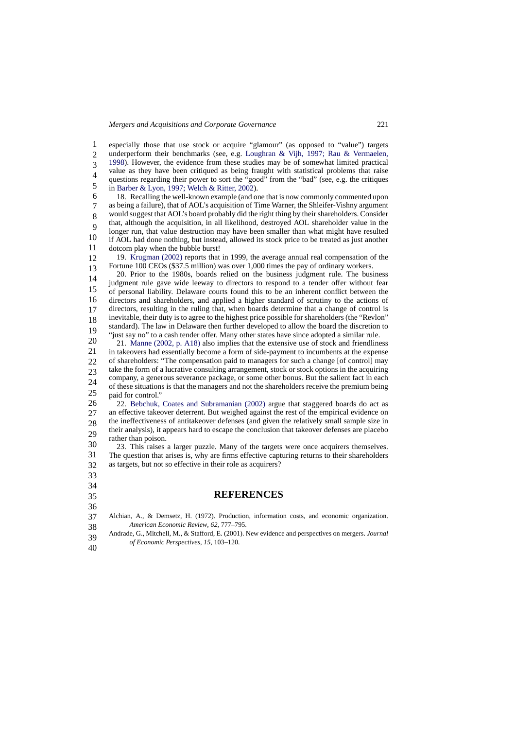especially those that use stock or acquire "glamour" (as opposed to "value") targets underperform their benchmarks (see, e.g. Loughran & Vijh, 1997; Rau & Vermaelen, 1998). However, the evidence from these studies may be of somewhat limited practical value as they have been critiqued as being fraught with statistical problems that raise questions regarding their power to sort the "good" from the "bad" (see, e.g. the critiques in Barber & Lyon, 1997; Welch & Ritter, 2002).

18. Recalling the well-known example (and one that is now commonly commented upon as being a failure), that of AOL's acquisition of Time Warner, the Shleifer-Vishny argument would suggest that AOL's board probably did the right thing by their shareholders. Consider that, although the acquisition, in all likelihood, destroyed AOL shareholder value in the longer run, that value destruction may have been smaller than what might have resulted if AOL had done nothing, but instead, allowed its stock price to be treated as just another dotcom play when the bubble burst!

19. Krugman (2002) reports that in 1999, the average annual real compensation of the Fortune 100 CEOs ($37.5 million) was over 1,000 times the pay of ordinary workers.

20. Prior to the 1980s, boards relied on the business judgment rule. The business judgment rule gave wide leeway to directors to respond to a tender offer without fear of personal liability. Delaware courts found this to be an inherent conflict between the directors and shareholders, and applied a higher standard of scrutiny to the actions of directors, resulting in the ruling that, when boards determine that a change of control is inevitable, their duty is to agree to the highest price possible for shareholders (the "Revlon" standard). The law in Delaware then further developed to allow the board the discretion to "just say no" to a cash tender offer. Many other states have since adopted a similar rule.

21. Manne (2002, p. A18) also implies that the extensive use of stock and friendliness in takeovers had essentially become a form of side-payment to incumbents at the expense of shareholders: "The compensation paid to managers for such a change [of control] may take the form of a lucrative consulting arrangement, stock or stock options in the acquiring company, a generous severance package, or some other bonus. But the salient fact in each of these situations is that the managers and not the shareholders receive the premium being paid for control."

22. Bebchuk, Coates and Subramanian (2002) argue that staggered boards do act as an effective takeover deterrent. But weighed against the rest of the empirical evidence on the ineffectiveness of antitakeover defenses (and given the relatively small sample size in their analysis), it appears hard to escape the conclusion that takeover defenses are placebo rather than poison.

23. This raises a larger puzzle. Many of the targets were once acquirers themselves. The question that arises is, why are firms effective capturing returns to their shareholders as targets, but not so effective in their role as acquirers?

## REFERENCES

Alchian, A., & Demsetz, H. (1972). Production, information costs, and economic organization. *American Economic Review*, *62*, 777–795.

Andrade, G., Mitchell, M., & Stafford, E. (2001). New evidence and perspectives on mergers. *Journal of Economic Perspectives*, *15*, 103–120.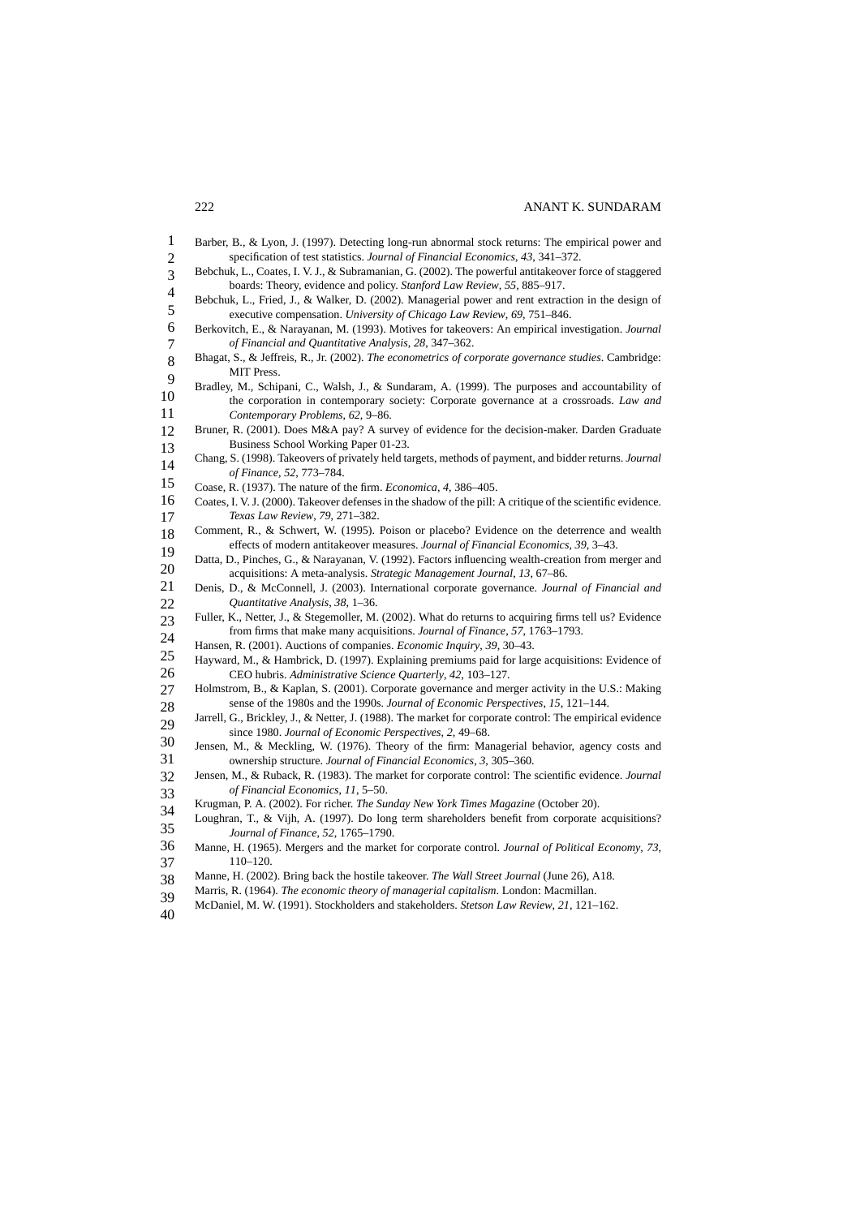Barber, B., & Lyon, J. (1997). Detecting long-run abnormal stock returns: The empirical power and specification of test statistics. *Journal of Financial Economics*, *43*, 341–372.

Bebchuk, L., Coates, I. V. J., & Subramanian, G. (2002). The powerful antitakeover force of staggered boards: Theory, evidence and policy. *Stanford Law Review*, *55*, 885–917.

Bebchuk, L., Fried, J., & Walker, D. (2002). Managerial power and rent extraction in the design of executive compensation. *University of Chicago Law Review*, *69*, 751–846.

Berkovitch, E., & Narayanan, M. (1993). Motives for takeovers: An empirical investigation. *Journal of Financial and Quantitative Analysis*, *28*, 347–362.

Bhagat, S., & Jeffreis, R., Jr. (2002). *The econometrics of corporate governance studies*. Cambridge: MIT Press.

Bradley, M., Schipani, C., Walsh, J., & Sundaram, A. (1999). The purposes and accountability of the corporation in contemporary society: Corporate governance at a crossroads. *Law and Contemporary Problems*, *62*, 9–86.

Bruner, R. (2001). Does M&A pay? A survey of evidence for the decision-maker. Darden Graduate Business School Working Paper 01-23.

Chang, S. (1998). Takeovers of privately held targets, methods of payment, and bidder returns. *Journal of Finance*, *52*, 773–784.

Coase, R. (1937). The nature of the firm. *Economica*, *4*, 386–405.

Coates, I. V. J. (2000). Takeover defenses in the shadow of the pill: A critique of the scientific evidence. *Texas Law Review*, *79*, 271–382.

Comment, R., & Schwert, W. (1995). Poison or placebo? Evidence on the deterrence and wealth effects of modern antitakeover measures. *Journal of Financial Economics*, *39*, 3–43.

Datta, D., Pinches, G., & Narayanan, V. (1992). Factors influencing wealth-creation from merger and acquisitions: A meta-analysis. *Strategic Management Journal*, *13*, 67–86.

Denis, D., & McConnell, J. (2003). International corporate governance. *Journal of Financial and Quantitative Analysis*, *38*, 1–36.

Fuller, K., Netter, J., & Stegemoller, M. (2002). What do returns to acquiring firms tell us? Evidence from firms that make many acquisitions. *Journal of Finance*, *57*, 1763–1793.

Hansen, R. (2001). Auctions of companies. *Economic Inquiry*, *39*, 30–43.

Hayward, M., & Hambrick, D. (1997). Explaining premiums paid for large acquisitions: Evidence of CEO hubris. *Administrative Science Quarterly*, *42*, 103–127.

Holmstrom, B., & Kaplan, S. (2001). Corporate governance and merger activity in the U.S.: Making sense of the 1980s and the 1990s. *Journal of Economic Perspectives*, *15*, 121–144.

Jarrell, G., Brickley, J., & Netter, J. (1988). The market for corporate control: The empirical evidence since 1980. *Journal of Economic Perspectives*, *2*, 49–68.

Jensen, M., & Meckling, W. (1976). Theory of the firm: Managerial behavior, agency costs and ownership structure. *Journal of Financial Economics*, *3*, 305–360.

Jensen, M., & Ruback, R. (1983). The market for corporate control: The scientific evidence. *Journal of Financial Economics*, *11*, 5–50.

Krugman, P. A. (2002). For richer. *The Sunday New York Times Magazine* (October 20).

Loughran, T., & Vijh, A. (1997). Do long term shareholders benefit from corporate acquisitions? *Journal of Finance*, *52*, 1765–1790.

Manne, H. (1965). Mergers and the market for corporate control. *Journal of Political Economy*, *73*, 110–120.

Manne, H. (2002). Bring back the hostile takeover. *The Wall Street Journal* (June 26), A18.

Marris, R. (1964). *The economic theory of managerial capitalism*. London: Macmillan.

McDaniel, M. W. (1991). Stockholders and stakeholders. *Stetson Law Review*, *21*, 121–162.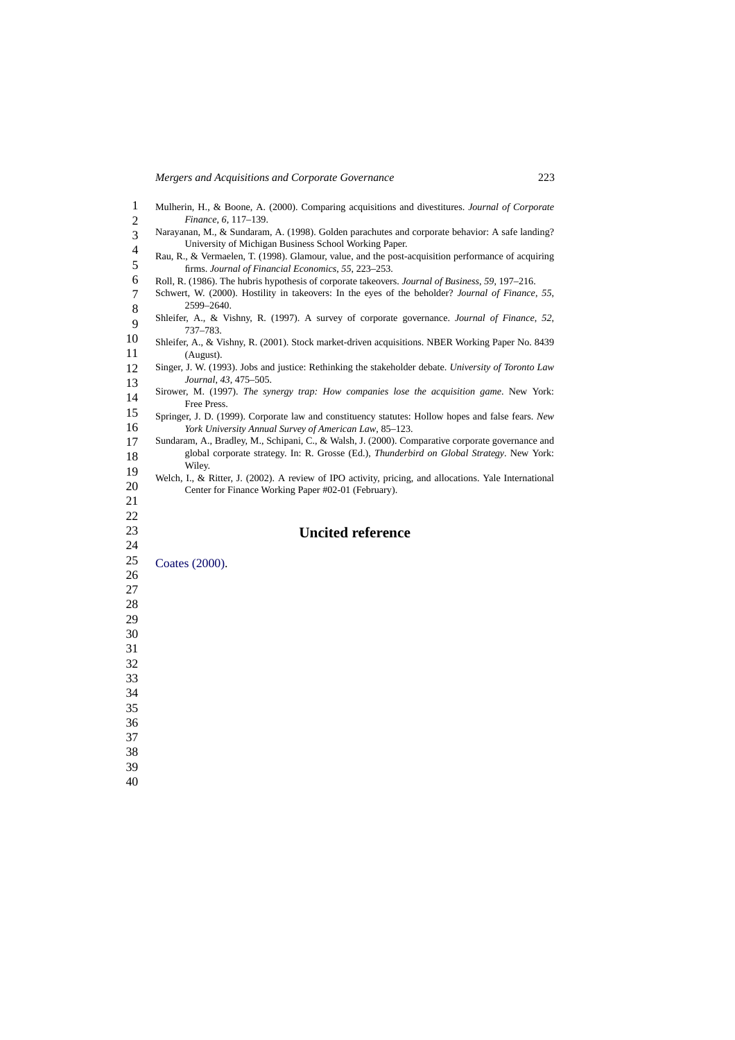Mulherin, H., & Boone, A. (2000). Comparing acquisitions and divestitures. *Journal of Corporate Finance*, *6*, 117–139.

Narayanan, M., & Sundaram, A. (1998). Golden parachutes and corporate behavior: A safe landing? University of Michigan Business School Working Paper.

Rau, R., & Vermaelen, T. (1998). Glamour, value, and the post-acquisition performance of acquiring firms. *Journal of Financial Economics*, *55*, 223–253.

Roll, R. (1986). The hubris hypothesis of corporate takeovers. *Journal of Business*, *59*, 197–216.

Schwert, W. (2000). Hostility in takeovers: In the eyes of the beholder? *Journal of Finance*, *55*, 2599–2640.

Shleifer, A., & Vishny, R. (1997). A survey of corporate governance. *Journal of Finance*, *52*, 737–783.

Shleifer, A., & Vishny, R. (2001). Stock market-driven acquisitions. NBER Working Paper No. 8439 (August).

Singer, J. W. (1993). Jobs and justice: Rethinking the stakeholder debate. *University of Toronto Law Journal*, *43*, 475–505.

Sirower, M. (1997). *The synergy trap: How companies lose the acquisition game*. New York: Free Press.

Springer, J. D. (1999). Corporate law and constituency statutes: Hollow hopes and false fears. *New York University Annual Survey of American Law*, 85–123.

Sundaram, A., Bradley, M., Schipani, C., & Walsh, J. (2000). Comparative corporate governance and global corporate strategy. In: R. Grosse (Ed.), *Thunderbird on Global Strategy*. New York: Wiley.

Welch, I., & Ritter, J. (2002). A review of IPO activity, pricing, and allocations. Yale International Center for Finance Working Paper #02-01 (February).

## Uncited reference

Coates (2000).